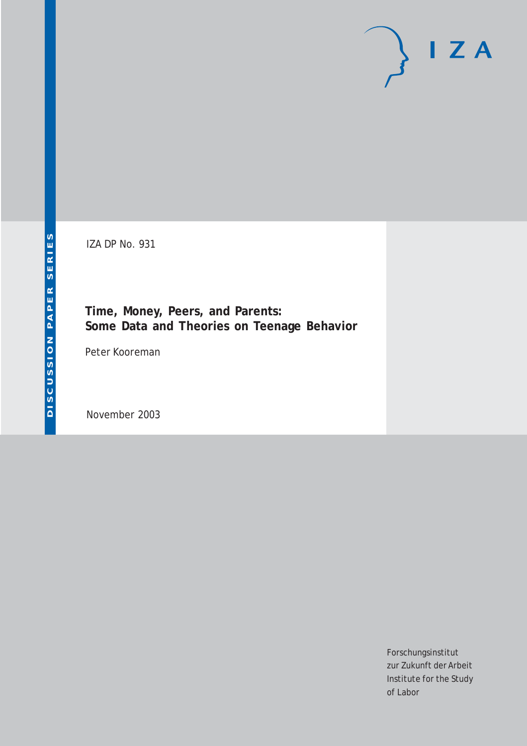DISCUSSION PAPER SERIES

IZA

IZA DP No. 931

# Time, Money, Peers, and Parents: Some Data and Theories on Teenage Behavior

Peter Kooreman

November 2003

Forschungsinstitut
zur Zukunft der Arbeit
Institute for the Study
of Labor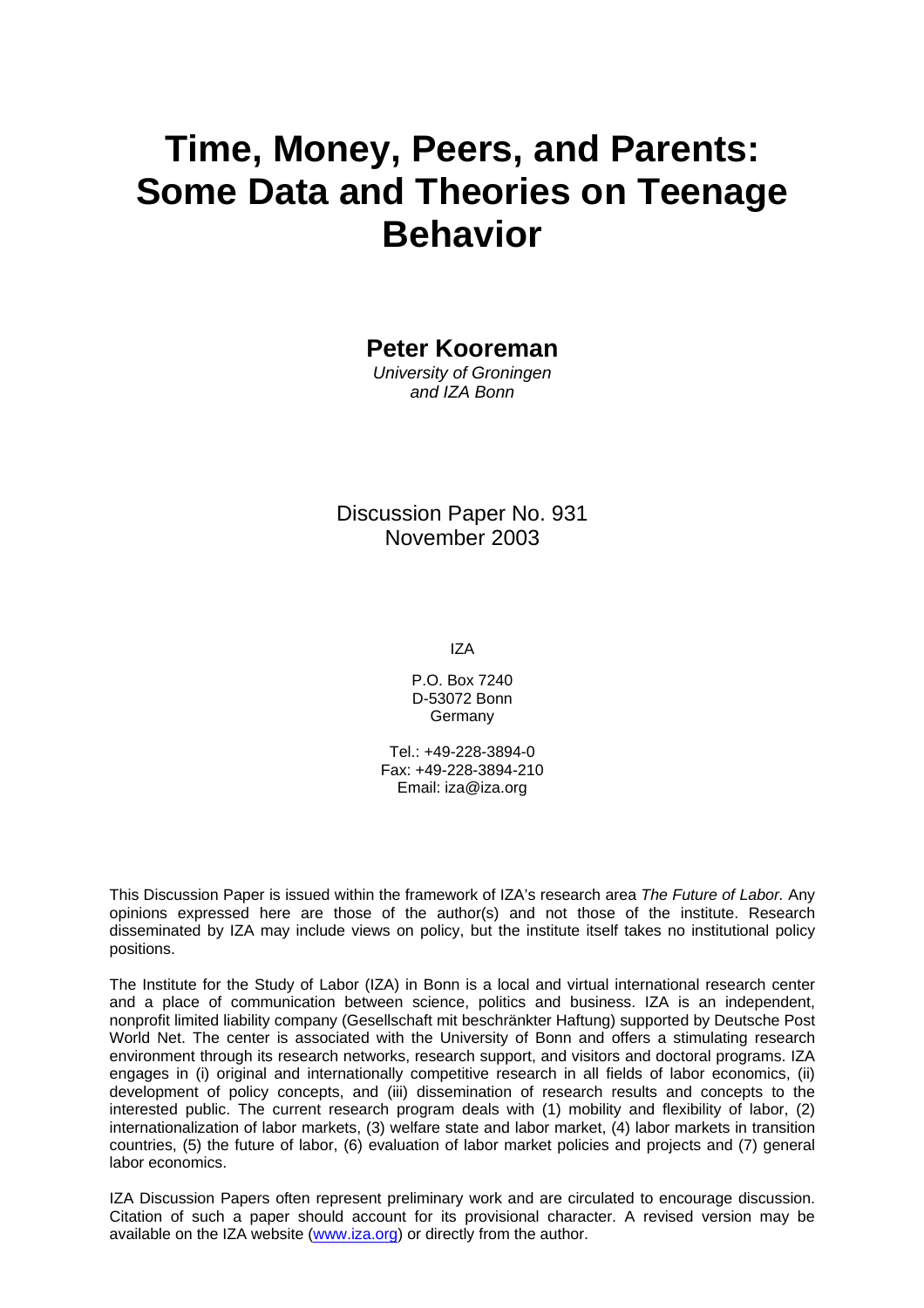# Time, Money, Peers, and Parents: Some Data and Theories on Teenage Behavior

**Peter Kooreman**

*University of Groningen and IZA Bonn*

Discussion Paper No. 931
November 2003

IZA

P.O. Box 7240
D-53072 Bonn
Germany

Tel.: +49-228-3894-0
Fax: +49-228-3894-210
Email: iza@iza.org

This Discussion Paper is issued within the framework of IZA's research area *The Future of Labor.* Any opinions expressed here are those of the author(s) and not those of the institute. Research disseminated by IZA may include views on policy, but the institute itself takes no institutional policy positions.

The Institute for the Study of Labor (IZA) in Bonn is a local and virtual international research center and a place of communication between science, politics and business. IZA is an independent, nonprofit limited liability company (Gesellschaft mit beschränkter Haftung) supported by Deutsche Post World Net. The center is associated with the University of Bonn and offers a stimulating research environment through its research networks, research support, and visitors and doctoral programs. IZA engages in (i) original and internationally competitive research in all fields of labor economics, (ii) development of policy concepts, and (iii) dissemination of research results and concepts to the interested public. The current research program deals with (1) mobility and flexibility of labor, (2) internationalization of labor markets, (3) welfare state and labor market, (4) labor markets in transition countries, (5) the future of labor, (6) evaluation of labor market policies and projects and (7) general labor economics.

IZA Discussion Papers often represent preliminary work and are circulated to encourage discussion. Citation of such a paper should account for its provisional character. A revised version may be available on the IZA website (www.iza.org) or directly from the author.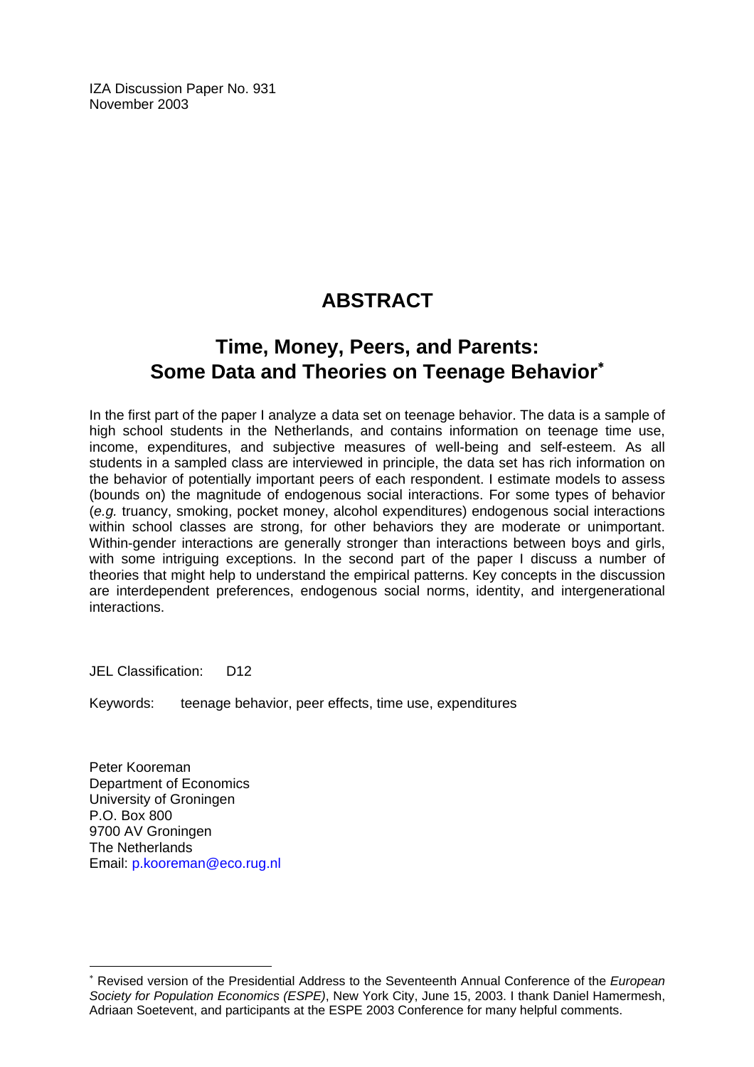IZA Discussion Paper No. 931
November 2003

# ABSTRACT

## Time, Money, Peers, and Parents: Some Data and Theories on Teenage Behavior[*]

In the first part of the paper I analyze a data set on teenage behavior. The data is a sample of high school students in the Netherlands, and contains information on teenage time use, income, expenditures, and subjective measures of well-being and self-esteem. As all students in a sampled class are interviewed in principle, the data set has rich information on the behavior of potentially important peers of each respondent. I estimate models to assess (bounds on) the magnitude of endogenous social interactions. For some types of behavior (*e.g.* truancy, smoking, pocket money, alcohol expenditures) endogenous social interactions within school classes are strong, for other behaviors they are moderate or unimportant. Within-gender interactions are generally stronger than interactions between boys and girls, with some intriguing exceptions. In the second part of the paper I discuss a number of theories that might help to understand the empirical patterns. Key concepts in the discussion are interdependent preferences, endogenous social norms, identity, and intergenerational interactions.

JEL Classification: D12

Keywords: teenage behavior, peer effects, time use, expenditures

Peter Kooreman
Department of Economics
University of Groningen
P.O. Box 800
9700 AV Groningen
The Netherlands
Email: p.kooreman@eco.rug.nl

[*] Revised version of the Presidential Address to the Seventeenth Annual Conference of the *European Society for Population Economics (ESPE)*, New York City, June 15, 2003. I thank Daniel Hamermesh, Adriaan Soetevent, and participants at the ESPE 2003 Conference for many helpful comments.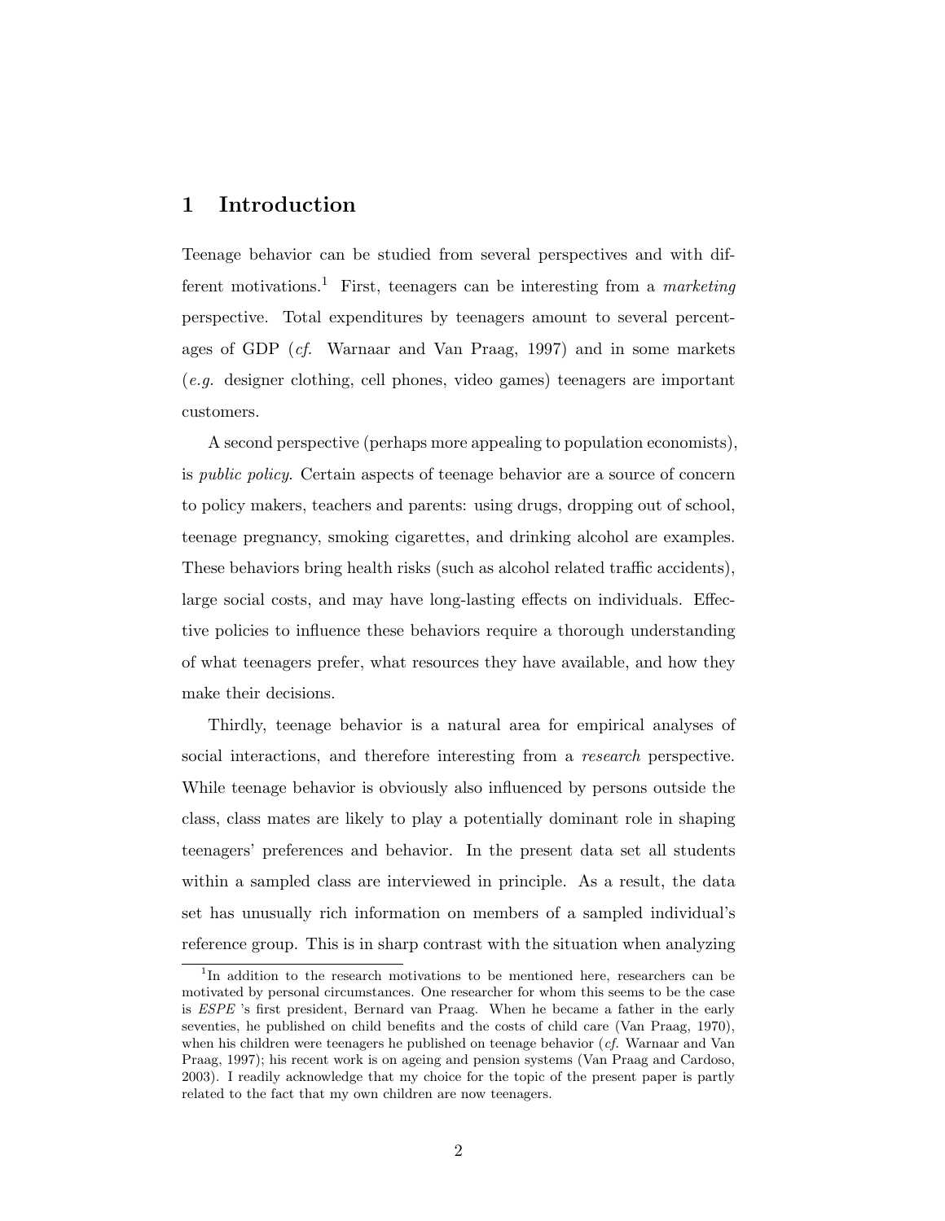# 1 Introduction

Teenage behavior can be studied from several perspectives and with different motivations.[1] First, teenagers can be interesting from a *marketing* perspective. Total expenditures by teenagers amount to several percentages of GDP (*cf.* Warnaar and Van Praag, 1997) and in some markets (*e.g.* designer clothing, cell phones, video games) teenagers are important customers.

A second perspective (perhaps more appealing to population economists), is *public policy*. Certain aspects of teenage behavior are a source of concern to policy makers, teachers and parents: using drugs, dropping out of school, teenage pregnancy, smoking cigarettes, and drinking alcohol are examples. These behaviors bring health risks (such as alcohol related traffic accidents), large social costs, and may have long-lasting effects on individuals. Effective policies to influence these behaviors require a thorough understanding of what teenagers prefer, what resources they have available, and how they make their decisions.

Thirdly, teenage behavior is a natural area for empirical analyses of social interactions, and therefore interesting from a *research* perspective. While teenage behavior is obviously also influenced by persons outside the class, class mates are likely to play a potentially dominant role in shaping teenagers' preferences and behavior. In the present data set all students within a sampled class are interviewed in principle. As a result, the data set has unusually rich information on members of a sampled individual's reference group. This is in sharp contrast with the situation when analyzing

[1] In addition to the research motivations to be mentioned here, researchers can be motivated by personal circumstances. One researcher for whom this seems to be the case is *ESPE* 's first president, Bernard van Praag. When he became a father in the early seventies, he published on child benefits and the costs of child care (Van Praag, 1970), when his children were teenagers he published on teenage behavior (*cf.* Warnaar and Van Praag, 1997); his recent work is on ageing and pension systems (Van Praag and Cardoso, 2003). I readily acknowledge that my choice for the topic of the present paper is partly related to the fact that my own children are now teenagers.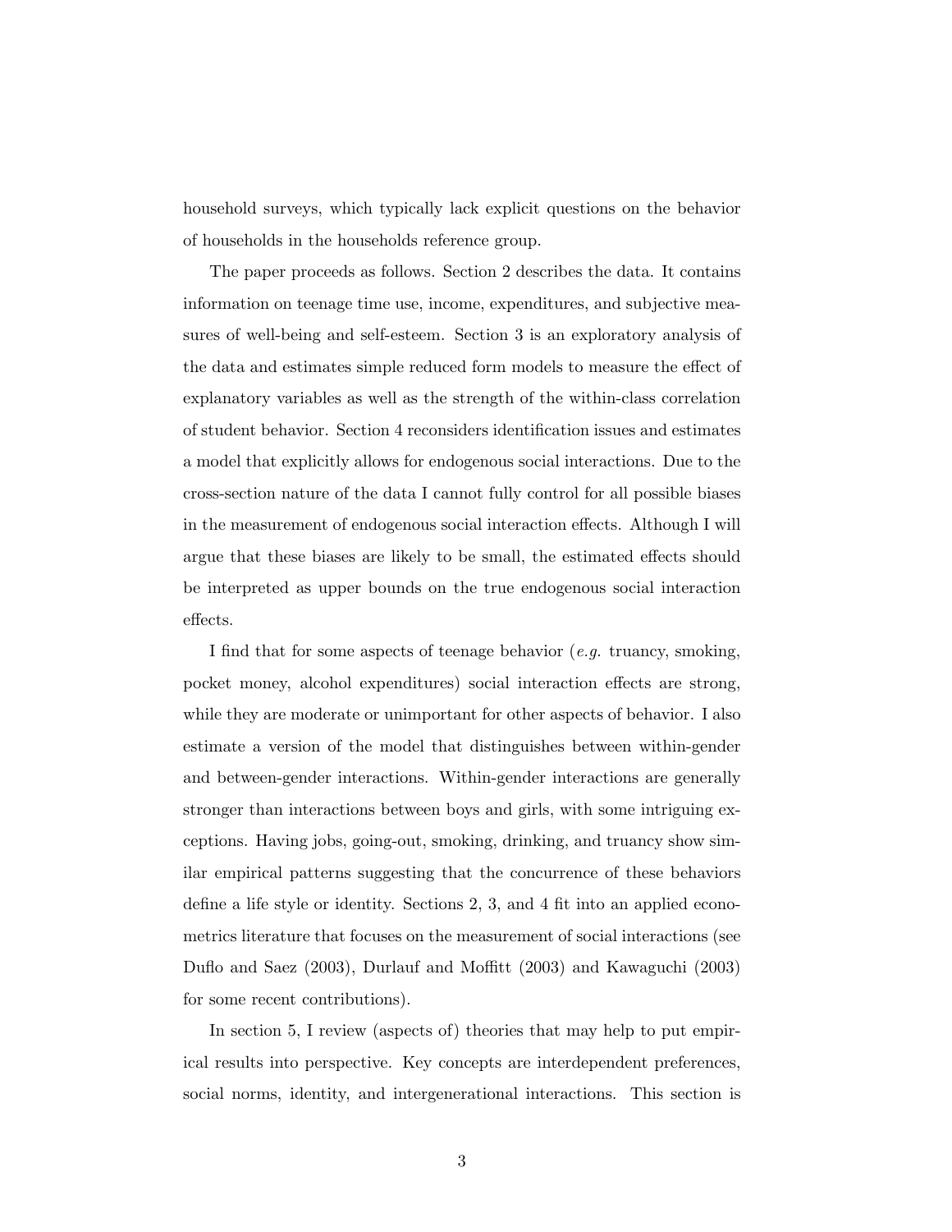household surveys, which typically lack explicit questions on the behavior of households in the households reference group.

The paper proceeds as follows. Section 2 describes the data. It contains information on teenage time use, income, expenditures, and subjective measures of well-being and self-esteem. Section 3 is an exploratory analysis of the data and estimates simple reduced form models to measure the effect of explanatory variables as well as the strength of the within-class correlation of student behavior. Section 4 reconsiders identification issues and estimates a model that explicitly allows for endogenous social interactions. Due to the cross-section nature of the data I cannot fully control for all possible biases in the measurement of endogenous social interaction effects. Although I will argue that these biases are likely to be small, the estimated effects should be interpreted as upper bounds on the true endogenous social interaction effects.

I find that for some aspects of teenage behavior (*e.g.* truancy, smoking, pocket money, alcohol expenditures) social interaction effects are strong, while they are moderate or unimportant for other aspects of behavior. I also estimate a version of the model that distinguishes between within-gender and between-gender interactions. Within-gender interactions are generally stronger than interactions between boys and girls, with some intriguing exceptions. Having jobs, going-out, smoking, drinking, and truancy show similar empirical patterns suggesting that the concurrence of these behaviors define a life style or identity. Sections 2, 3, and 4 fit into an applied econometrics literature that focuses on the measurement of social interactions (see Duflo and Saez (2003), Durlauf and Moffitt (2003) and Kawaguchi (2003) for some recent contributions).

In section 5, I review (aspects of) theories that may help to put empirical results into perspective. Key concepts are interdependent preferences, social norms, identity, and intergenerational interactions. This section is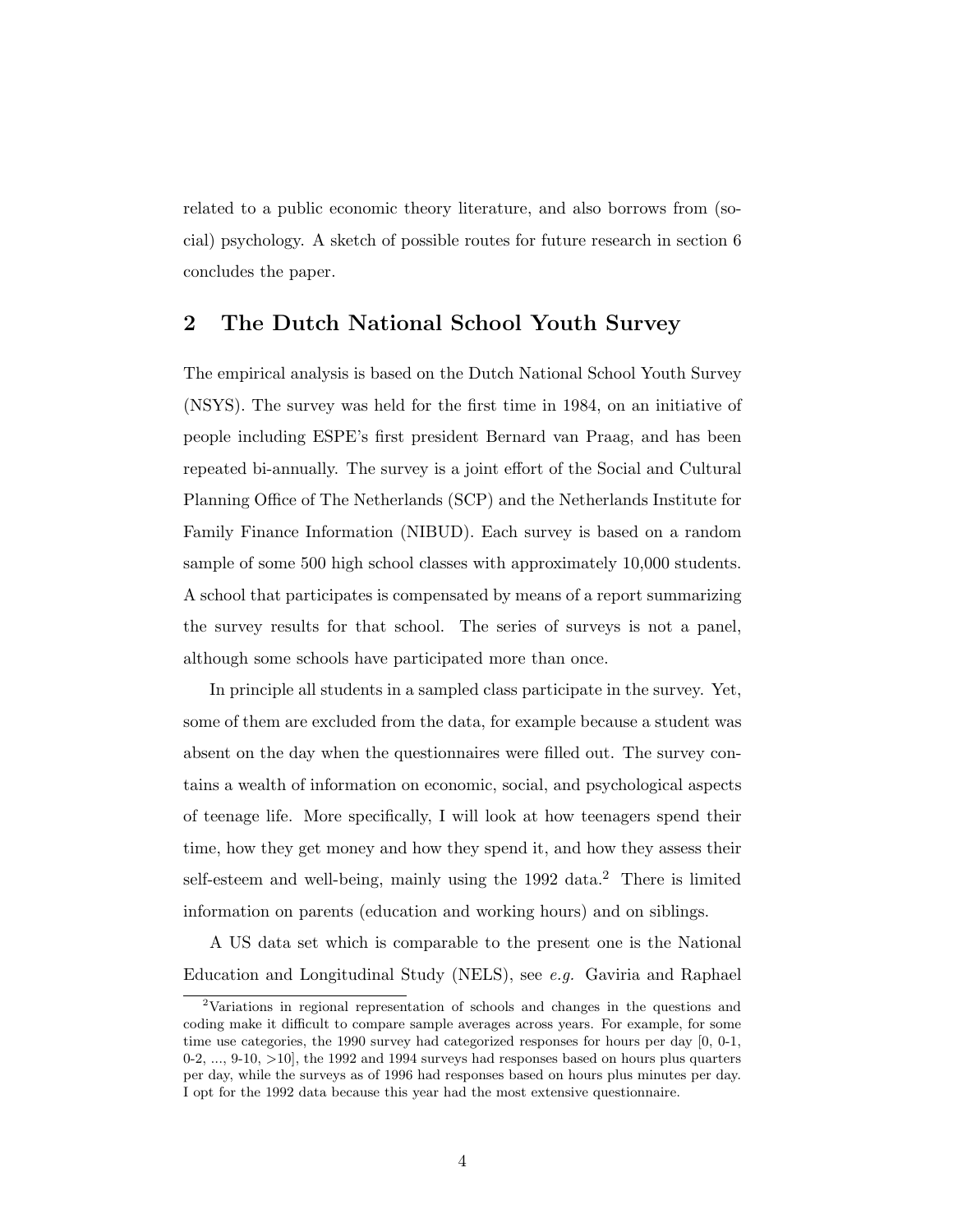related to a public economic theory literature, and also borrows from (social) psychology. A sketch of possible routes for future research in section 6 concludes the paper.

## 2 The Dutch National School Youth Survey

The empirical analysis is based on the Dutch National School Youth Survey (NSYS). The survey was held for the first time in 1984, on an initiative of people including ESPE's first president Bernard van Praag, and has been repeated bi-annually. The survey is a joint effort of the Social and Cultural Planning Office of The Netherlands (SCP) and the Netherlands Institute for Family Finance Information (NIBUD). Each survey is based on a random sample of some 500 high school classes with approximately 10,000 students. A school that participates is compensated by means of a report summarizing the survey results for that school. The series of surveys is not a panel, although some schools have participated more than once.

In principle all students in a sampled class participate in the survey. Yet, some of them are excluded from the data, for example because a student was absent on the day when the questionnaires were filled out. The survey contains a wealth of information on economic, social, and psychological aspects of teenage life. More specifically, I will look at how teenagers spend their time, how they get money and how they spend it, and how they assess their self-esteem and well-being, mainly using the 1992 data.[2] There is limited information on parents (education and working hours) and on siblings.

A US data set which is comparable to the present one is the National Education and Longitudinal Study (NELS), see *e.g.* Gaviria and Raphael

[2] Variations in regional representation of schools and changes in the questions and coding make it difficult to compare sample averages across years. For example, for some time use categories, the 1990 survey had categorized responses for hours per day [0, 0-1, 0-2, ..., 9-10, >10], the 1992 and 1994 surveys had responses based on hours plus quarters per day, while the surveys as of 1996 had responses based on hours plus minutes per day. I opt for the 1992 data because this year had the most extensive questionnaire.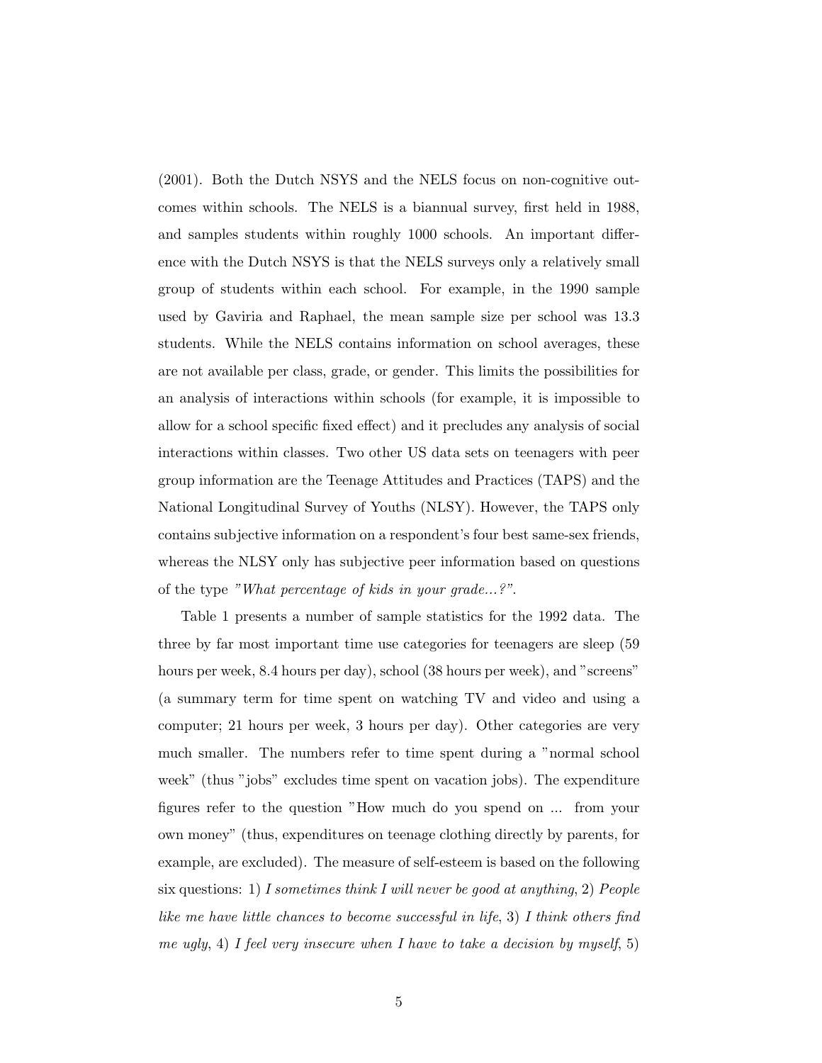(2001). Both the Dutch NSYS and the NELS focus on non-cognitive outcomes within schools. The NELS is a biannual survey, first held in 1988, and samples students within roughly 1000 schools. An important difference with the Dutch NSYS is that the NELS surveys only a relatively small group of students within each school. For example, in the 1990 sample used by Gaviria and Raphael, the mean sample size per school was 13.3 students. While the NELS contains information on school averages, these are not available per class, grade, or gender. This limits the possibilities for an analysis of interactions within schools (for example, it is impossible to allow for a school specific fixed effect) and it precludes any analysis of social interactions within classes. Two other US data sets on teenagers with peer group information are the Teenage Attitudes and Practices (TAPS) and the National Longitudinal Survey of Youths (NLSY). However, the TAPS only contains subjective information on a respondent's four best same-sex friends, whereas the NLSY only has subjective peer information based on questions of the type *"What percentage of kids in your grade...?"*.

Table 1 presents a number of sample statistics for the 1992 data. The three by far most important time use categories for teenagers are sleep (59 hours per week, 8.4 hours per day), school (38 hours per week), and "screens" (a summary term for time spent on watching TV and video and using a computer; 21 hours per week, 3 hours per day). Other categories are very much smaller. The numbers refer to time spent during a "normal school week" (thus "jobs" excludes time spent on vacation jobs). The expenditure figures refer to the question "How much do you spend on ... from your own money" (thus, expenditures on teenage clothing directly by parents, for example, are excluded). The measure of self-esteem is based on the following six questions: 1) *I sometimes think I will never be good at anything*, 2) *People like me have little chances to become successful in life*, 3) *I think others find me ugly*, 4) *I feel very insecure when I have to take a decision by myself*, 5)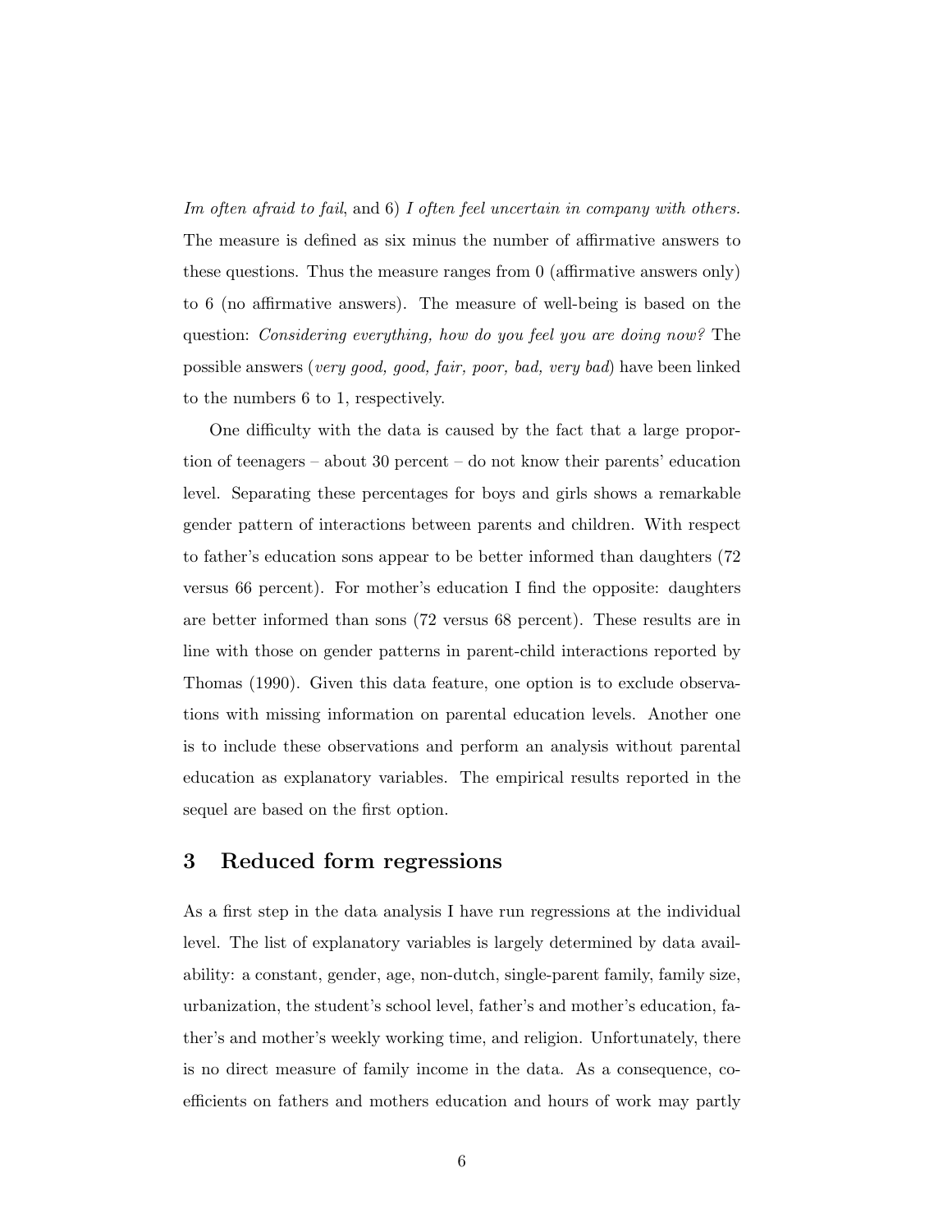*Im often afraid to fail*, and 6) *I often feel uncertain in company with others.* The measure is defined as six minus the number of affirmative answers to these questions. Thus the measure ranges from 0 (affirmative answers only) to 6 (no affirmative answers). The measure of well-being is based on the question: *Considering everything, how do you feel you are doing now?* The possible answers (*very good, good, fair, poor, bad, very bad*) have been linked to the numbers 6 to 1, respectively.

One difficulty with the data is caused by the fact that a large proportion of teenagers – about 30 percent – do not know their parents' education level. Separating these percentages for boys and girls shows a remarkable gender pattern of interactions between parents and children. With respect to father's education sons appear to be better informed than daughters (72 versus 66 percent). For mother's education I find the opposite: daughters are better informed than sons (72 versus 68 percent). These results are in line with those on gender patterns in parent-child interactions reported by Thomas (1990). Given this data feature, one option is to exclude observations with missing information on parental education levels. Another one is to include these observations and perform an analysis without parental education as explanatory variables. The empirical results reported in the sequel are based on the first option.

## 3 Reduced form regressions

As a first step in the data analysis I have run regressions at the individual level. The list of explanatory variables is largely determined by data availability: a constant, gender, age, non-dutch, single-parent family, family size, urbanization, the student's school level, father's and mother's education, father's and mother's weekly working time, and religion. Unfortunately, there is no direct measure of family income in the data. As a consequence, coefficients on fathers and mothers education and hours of work may partly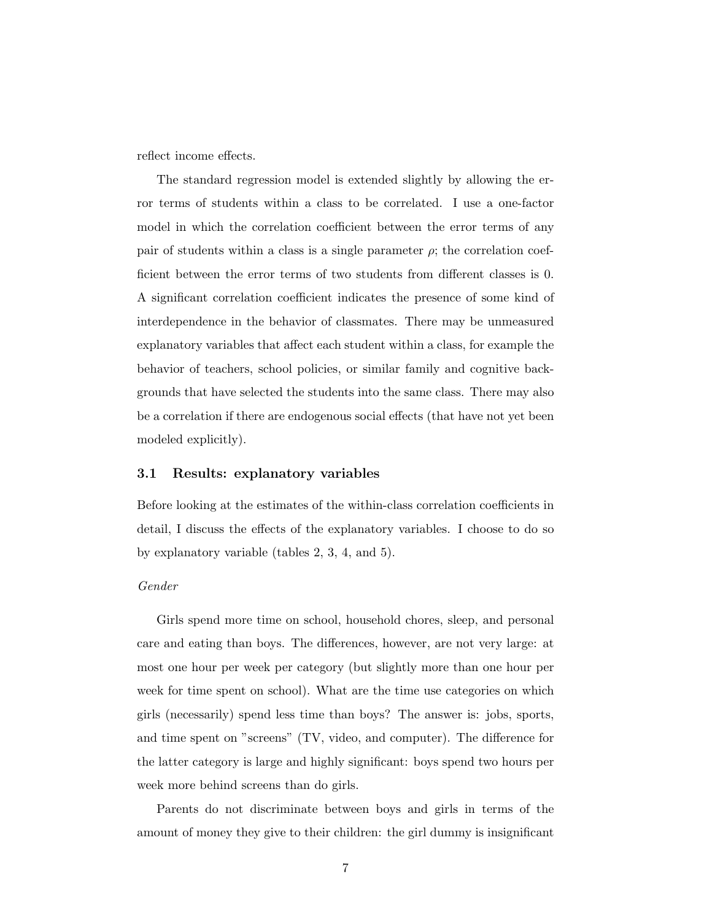reflect income effects.

The standard regression model is extended slightly by allowing the error terms of students within a class to be correlated. I use a one-factor model in which the correlation coefficient between the error terms of any pair of students within a class is a single parameter $\rho$; the correlation coefficient between the error terms of two students from different classes is 0. A significant correlation coefficient indicates the presence of some kind of interdependence in the behavior of classmates. There may be unmeasured explanatory variables that affect each student within a class, for example the behavior of teachers, school policies, or similar family and cognitive backgrounds that have selected the students into the same class. There may also be a correlation if there are endogenous social effects (that have not yet been modeled explicitly).

### 3.1 Results: explanatory variables

Before looking at the estimates of the within-class correlation coefficients in detail, I discuss the effects of the explanatory variables. I choose to do so by explanatory variable (tables 2, 3, 4, and 5).

*Gender*

Girls spend more time on school, household chores, sleep, and personal care and eating than boys. The differences, however, are not very large: at most one hour per week per category (but slightly more than one hour per week for time spent on school). What are the time use categories on which girls (necessarily) spend less time than boys? The answer is: jobs, sports, and time spent on "screens" (TV, video, and computer). The difference for the latter category is large and highly significant: boys spend two hours per week more behind screens than do girls.

Parents do not discriminate between boys and girls in terms of the amount of money they give to their children: the girl dummy is insignificant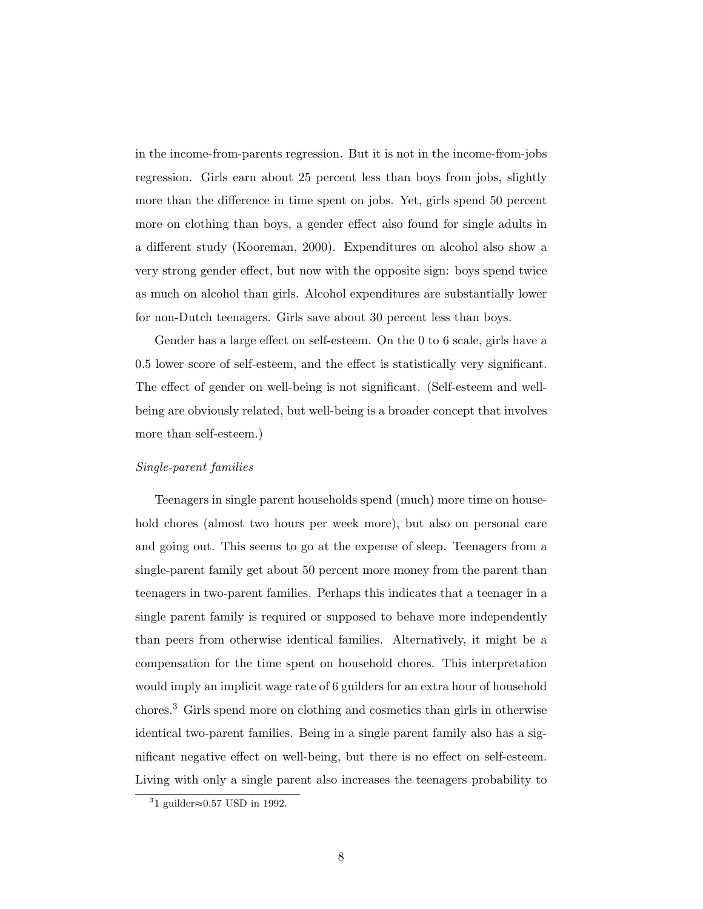in the income-from-parents regression. But it is not in the income-from-jobs regression. Girls earn about 25 percent less than boys from jobs, slightly more than the difference in time spent on jobs. Yet, girls spend 50 percent more on clothing than boys, a gender effect also found for single adults in a different study (Kooreman, 2000). Expenditures on alcohol also show a very strong gender effect, but now with the opposite sign: boys spend twice as much on alcohol than girls. Alcohol expenditures are substantially lower for non-Dutch teenagers. Girls save about 30 percent less than boys.

Gender has a large effect on self-esteem. On the 0 to 6 scale, girls have a 0.5 lower score of self-esteem, and the effect is statistically very significant. The effect of gender on well-being is not significant. (Self-esteem and well-being are obviously related, but well-being is a broader concept that involves more than self-esteem.)

*Single-parent families*

Teenagers in single parent households spend (much) more time on household chores (almost two hours per week more), but also on personal care and going out. This seems to go at the expense of sleep. Teenagers from a single-parent family get about 50 percent more money from the parent than teenagers in two-parent families. Perhaps this indicates that a teenager in a single parent family is required or supposed to behave more independently than peers from otherwise identical families. Alternatively, it might be a compensation for the time spent on household chores. This interpretation would imply an implicit wage rate of 6 guilders for an extra hour of household chores.[3] Girls spend more on clothing and cosmetics than girls in otherwise identical two-parent families. Being in a single parent family also has a significant negative effect on well-being, but there is no effect on self-esteem. Living with only a single parent also increases the teenagers probability to

[3] 1 guilder≈0.57 USD in 1992.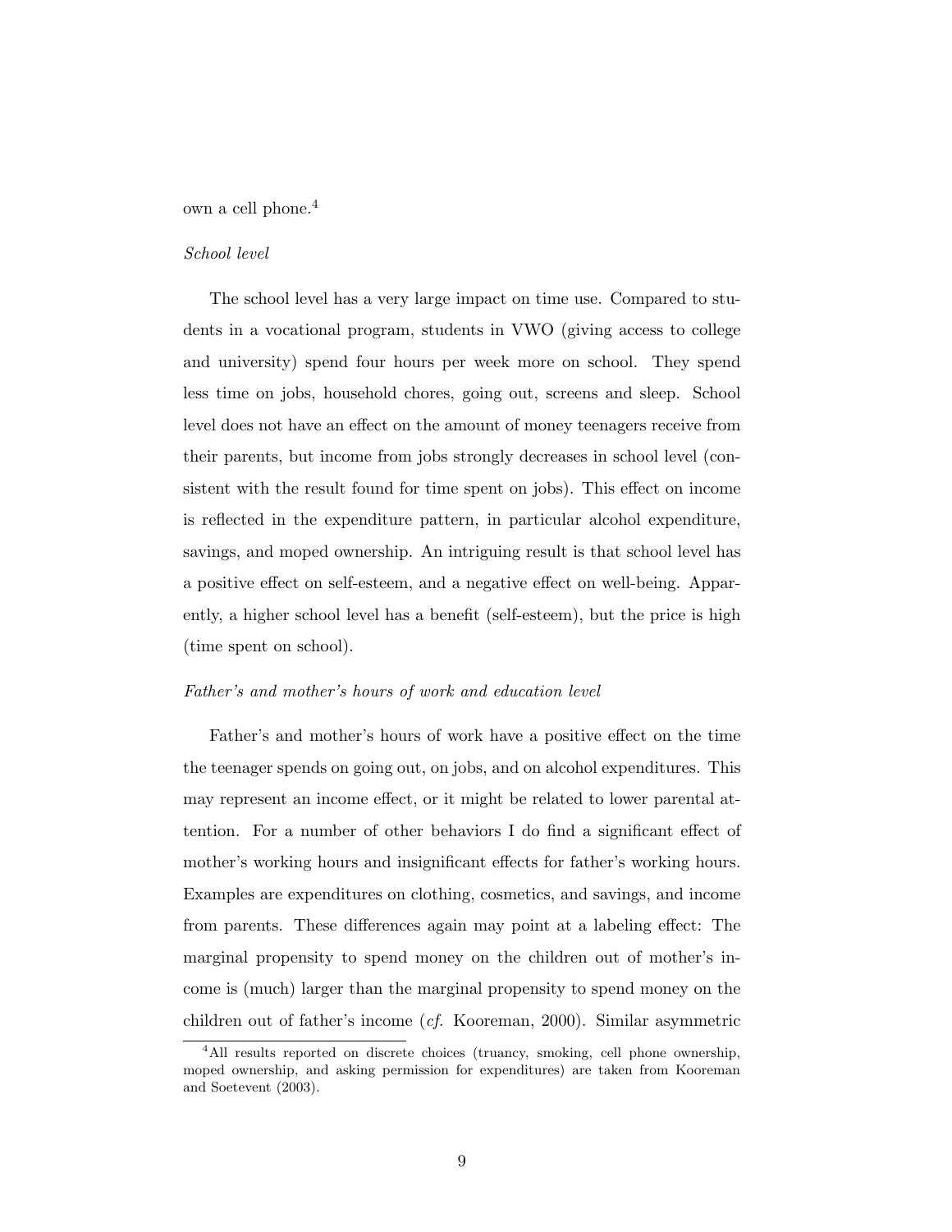own a cell phone.[4]

*School level*

The school level has a very large impact on time use. Compared to students in a vocational program, students in VWO (giving access to college and university) spend four hours per week more on school. They spend less time on jobs, household chores, going out, screens and sleep. School level does not have an effect on the amount of money teenagers receive from their parents, but income from jobs strongly decreases in school level (consistent with the result found for time spent on jobs). This effect on income is reflected in the expenditure pattern, in particular alcohol expenditure, savings, and moped ownership. An intriguing result is that school level has a positive effect on self-esteem, and a negative effect on well-being. Apparently, a higher school level has a benefit (self-esteem), but the price is high (time spent on school).

*Father's and mother's hours of work and education level*

Father's and mother's hours of work have a positive effect on the time the teenager spends on going out, on jobs, and on alcohol expenditures. This may represent an income effect, or it might be related to lower parental attention. For a number of other behaviors I do find a significant effect of mother's working hours and insignificant effects for father's working hours. Examples are expenditures on clothing, cosmetics, and savings, and income from parents. These differences again may point at a labeling effect: The marginal propensity to spend money on the children out of mother's income is (much) larger than the marginal propensity to spend money on the children out of father's income (*cf.* Kooreman, 2000). Similar asymmetric

[4] All results reported on discrete choices (truancy, smoking, cell phone ownership, moped ownership, and asking permission for expenditures) are taken from Kooreman and Soetevent (2003).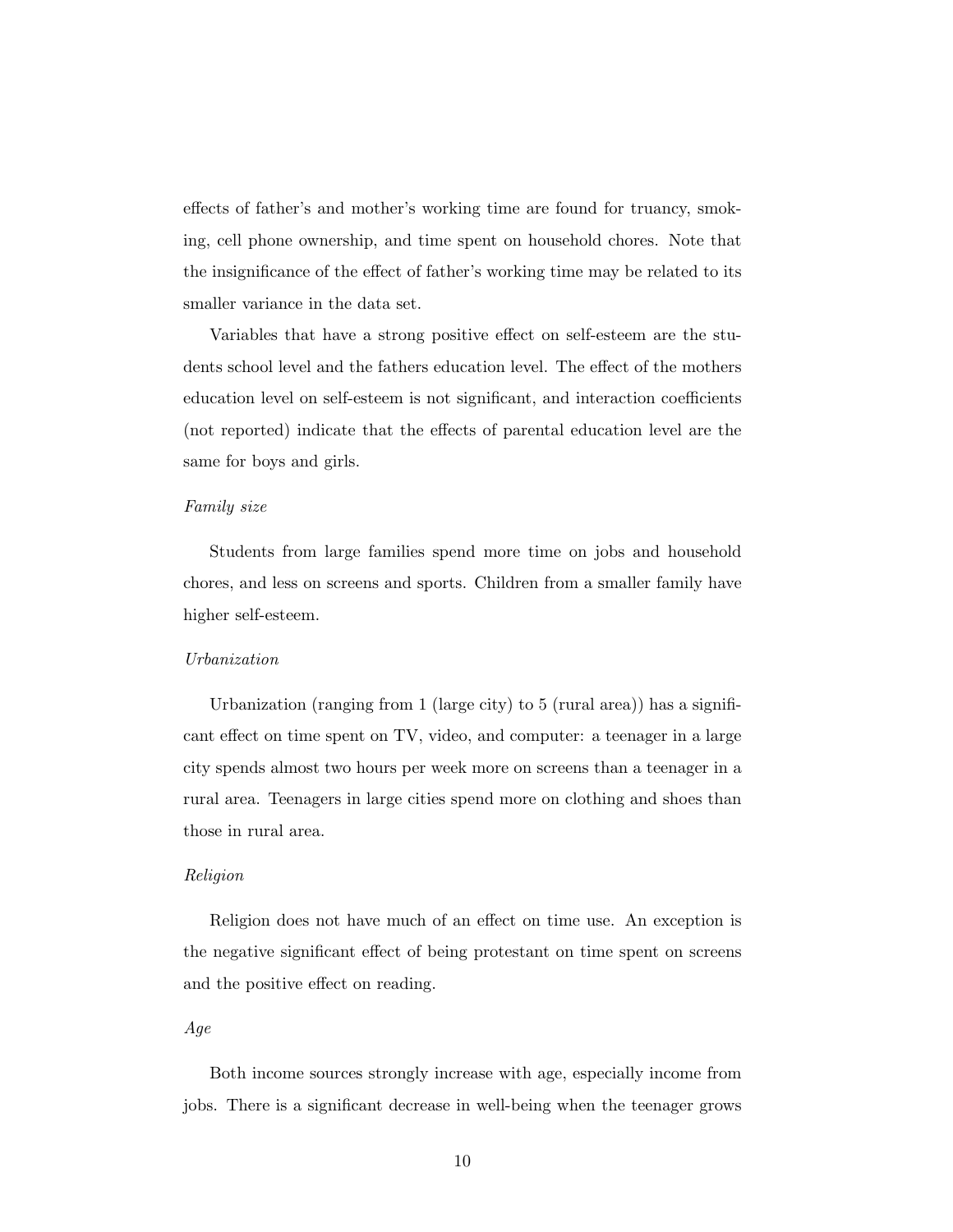effects of father's and mother's working time are found for truancy, smoking, cell phone ownership, and time spent on household chores. Note that the insignificance of the effect of father's working time may be related to its smaller variance in the data set.

Variables that have a strong positive effect on self-esteem are the students school level and the fathers education level. The effect of the mothers education level on self-esteem is not significant, and interaction coefficients (not reported) indicate that the effects of parental education level are the same for boys and girls.

*Family size*

Students from large families spend more time on jobs and household chores, and less on screens and sports. Children from a smaller family have higher self-esteem.

*Urbanization*

Urbanization (ranging from 1 (large city) to 5 (rural area)) has a significant effect on time spent on TV, video, and computer: a teenager in a large city spends almost two hours per week more on screens than a teenager in a rural area. Teenagers in large cities spend more on clothing and shoes than those in rural area.

*Religion*

Religion does not have much of an effect on time use. An exception is the negative significant effect of being protestant on time spent on screens and the positive effect on reading.

*Age*

Both income sources strongly increase with age, especially income from jobs. There is a significant decrease in well-being when the teenager grows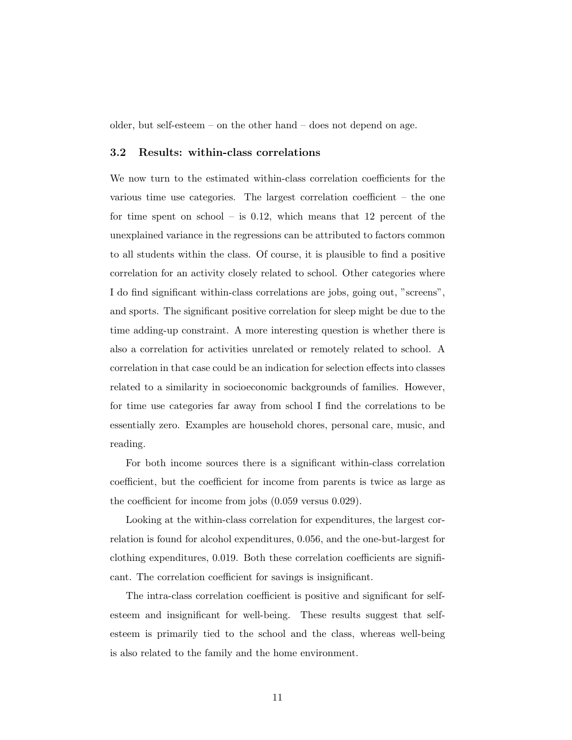older, but self-esteem – on the other hand – does not depend on age.

### 3.2 Results: within-class correlations

We now turn to the estimated within-class correlation coefficients for the various time use categories. The largest correlation coefficient – the one for time spent on school – is 0.12, which means that 12 percent of the unexplained variance in the regressions can be attributed to factors common to all students within the class. Of course, it is plausible to find a positive correlation for an activity closely related to school. Other categories where I do find significant within-class correlations are jobs, going out, "screens", and sports. The significant positive correlation for sleep might be due to the time adding-up constraint. A more interesting question is whether there is also a correlation for activities unrelated or remotely related to school. A correlation in that case could be an indication for selection effects into classes related to a similarity in socioeconomic backgrounds of families. However, for time use categories far away from school I find the correlations to be essentially zero. Examples are household chores, personal care, music, and reading.

For both income sources there is a significant within-class correlation coefficient, but the coefficient for income from parents is twice as large as the coefficient for income from jobs (0.059 versus 0.029).

Looking at the within-class correlation for expenditures, the largest correlation is found for alcohol expenditures, 0.056, and the one-but-largest for clothing expenditures, 0.019. Both these correlation coefficients are significant. The correlation coefficient for savings is insignificant.

The intra-class correlation coefficient is positive and significant for self-esteem and insignificant for well-being. These results suggest that self-esteem is primarily tied to the school and the class, whereas well-being is also related to the family and the home environment.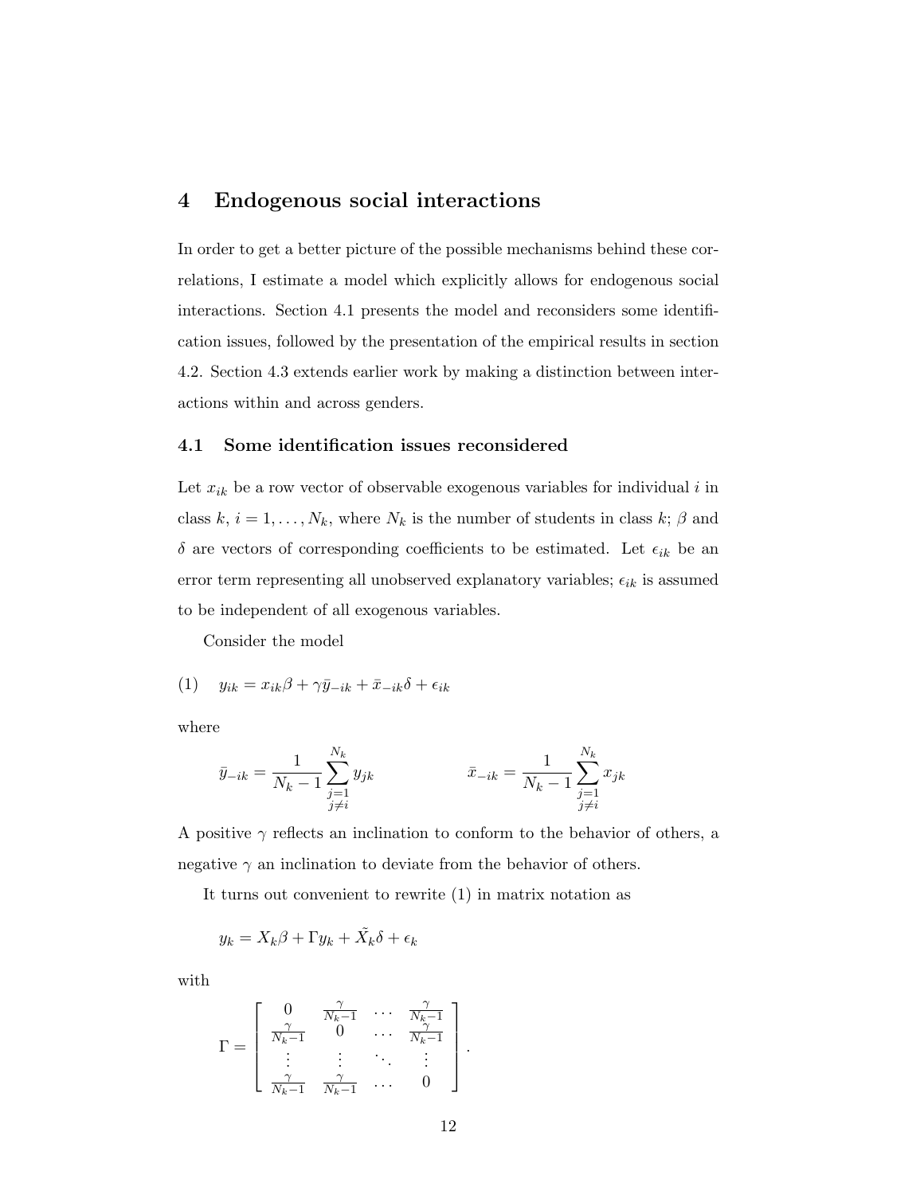## 4 Endogenous social interactions

In order to get a better picture of the possible mechanisms behind these correlations, I estimate a model which explicitly allows for endogenous social interactions. Section 4.1 presents the model and reconsiders some identification issues, followed by the presentation of the empirical results in section 4.2. Section 4.3 extends earlier work by making a distinction between interactions within and across genders.

### 4.1 Some identification issues reconsidered

Let $x_{ik}$ be a row vector of observable exogenous variables for individual $i$ in class $k$, $i = 1, \ldots, N_k$, where $N_k$ is the number of students in class $k$; $\beta$ and $\delta$ are vectors of corresponding coefficients to be estimated. Let $\epsilon_{ik}$ be an error term representing all unobserved explanatory variables; $\epsilon_{ik}$ is assumed to be independent of all exogenous variables.

Consider the model

$$(1) \quad y_{ik} = x_{ik}\beta + \gamma\bar{y}_{-ik} + \bar{x}_{-ik}\delta + \epsilon_{ik}$$

where

$$\bar{y}_{-ik} = \frac{1}{N_k - 1}\sum_{\substack{j=1 \\ j \neq i}}^{N_k} y_{jk} \qquad \qquad \bar{x}_{-ik} = \frac{1}{N_k - 1}\sum_{\substack{j=1 \\ j \neq i}}^{N_k} x_{jk}$$

A positive $\gamma$ reflects an inclination to conform to the behavior of others, a negative $\gamma$ an inclination to deviate from the behavior of others.

It turns out convenient to rewrite (1) in matrix notation as

$$y_k = X_k\beta + \Gamma y_k + \tilde{X}_k\delta + \epsilon_k$$

with

$$\Gamma = \begin{bmatrix} 0 & \frac{\gamma}{N_k-1} & \cdots & \frac{\gamma}{N_k-1} \\ \frac{\gamma}{N_k-1} & 0 & \cdots & \frac{\gamma}{N_k-1} \\ \vdots & \vdots & \ddots & \vdots \\ \frac{\gamma}{N_k-1} & \frac{\gamma}{N_k-1} & \cdots & 0 \end{bmatrix}.$$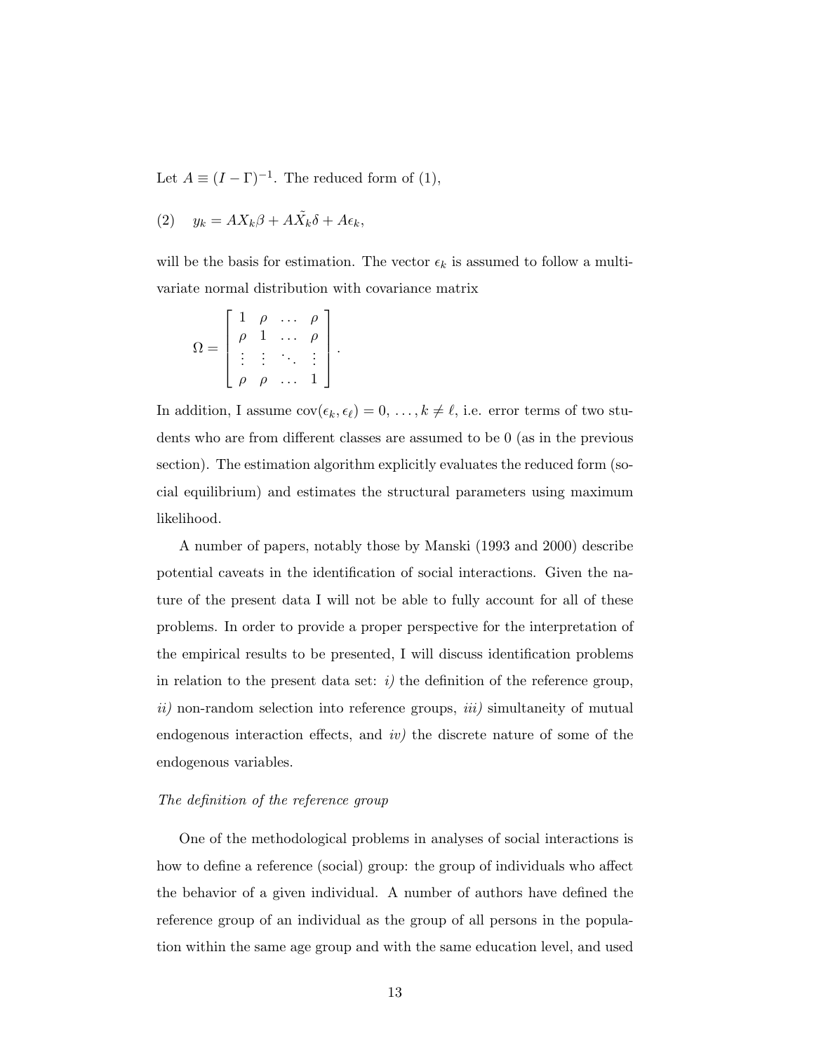Let $A \equiv (I - \Gamma)^{-1}$. The reduced form of (1),

$$(2) \quad y_k = AX_k\beta + A\tilde{X}_k\delta + A\epsilon_k,$$

will be the basis for estimation. The vector $\epsilon_k$ is assumed to follow a multivariate normal distribution with covariance matrix

$$\Omega = \begin{bmatrix} 1 & \rho & \dots & \rho \\ \rho & 1 & \dots & \rho \\ \vdots & \vdots & \ddots & \vdots \\ \rho & \rho & \dots & 1 \end{bmatrix}.$$

In addition, I assume $\text{cov}(\epsilon_k, \epsilon_\ell) = 0, \ldots, k \neq \ell$, i.e. error terms of two students who are from different classes are assumed to be 0 (as in the previous section). The estimation algorithm explicitly evaluates the reduced form (social equilibrium) and estimates the structural parameters using maximum likelihood.

A number of papers, notably those by Manski (1993 and 2000) describe potential caveats in the identification of social interactions. Given the nature of the present data I will not be able to fully account for all of these problems. In order to provide a proper perspective for the interpretation of the empirical results to be presented, I will discuss identification problems in relation to the present data set: *i)* the definition of the reference group, *ii)* non-random selection into reference groups, *iii)* simultaneity of mutual endogenous interaction effects, and *iv)* the discrete nature of some of the endogenous variables.

*The definition of the reference group*

One of the methodological problems in analyses of social interactions is how to define a reference (social) group: the group of individuals who affect the behavior of a given individual. A number of authors have defined the reference group of an individual as the group of all persons in the population within the same age group and with the same education level, and used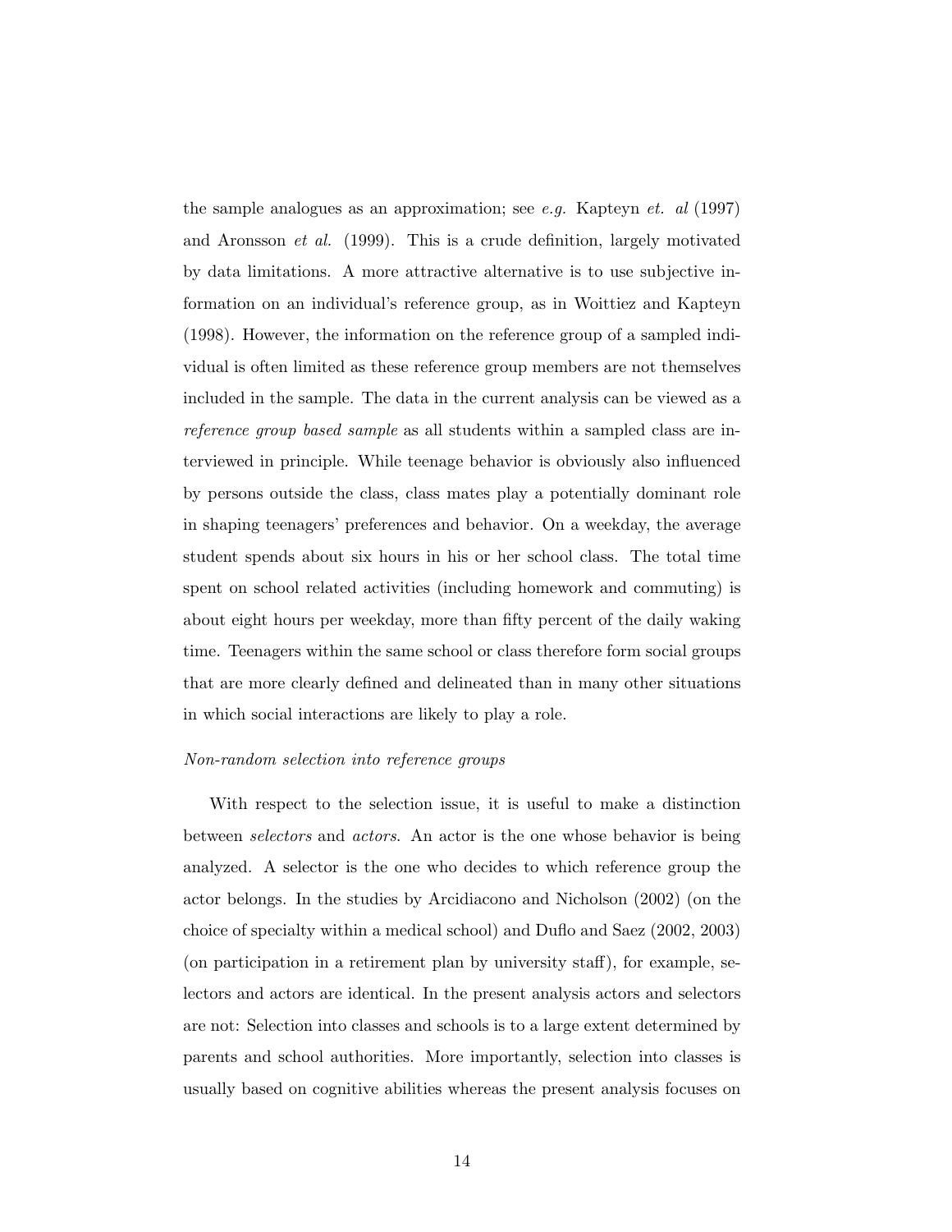the sample analogues as an approximation; see *e.g.* Kapteyn *et. al* (1997) and Aronsson *et al.* (1999). This is a crude definition, largely motivated by data limitations. A more attractive alternative is to use subjective information on an individual's reference group, as in Woittiez and Kapteyn (1998). However, the information on the reference group of a sampled individual is often limited as these reference group members are not themselves included in the sample. The data in the current analysis can be viewed as a *reference group based sample* as all students within a sampled class are interviewed in principle. While teenage behavior is obviously also influenced by persons outside the class, class mates play a potentially dominant role in shaping teenagers' preferences and behavior. On a weekday, the average student spends about six hours in his or her school class. The total time spent on school related activities (including homework and commuting) is about eight hours per weekday, more than fifty percent of the daily waking time. Teenagers within the same school or class therefore form social groups that are more clearly defined and delineated than in many other situations in which social interactions are likely to play a role.

*Non-random selection into reference groups*

With respect to the selection issue, it is useful to make a distinction between *selectors* and *actors*. An actor is the one whose behavior is being analyzed. A selector is the one who decides to which reference group the actor belongs. In the studies by Arcidiacono and Nicholson (2002) (on the choice of specialty within a medical school) and Duflo and Saez (2002, 2003) (on participation in a retirement plan by university staff), for example, selectors and actors are identical. In the present analysis actors and selectors are not: Selection into classes and schools is to a large extent determined by parents and school authorities. More importantly, selection into classes is usually based on cognitive abilities whereas the present analysis focuses on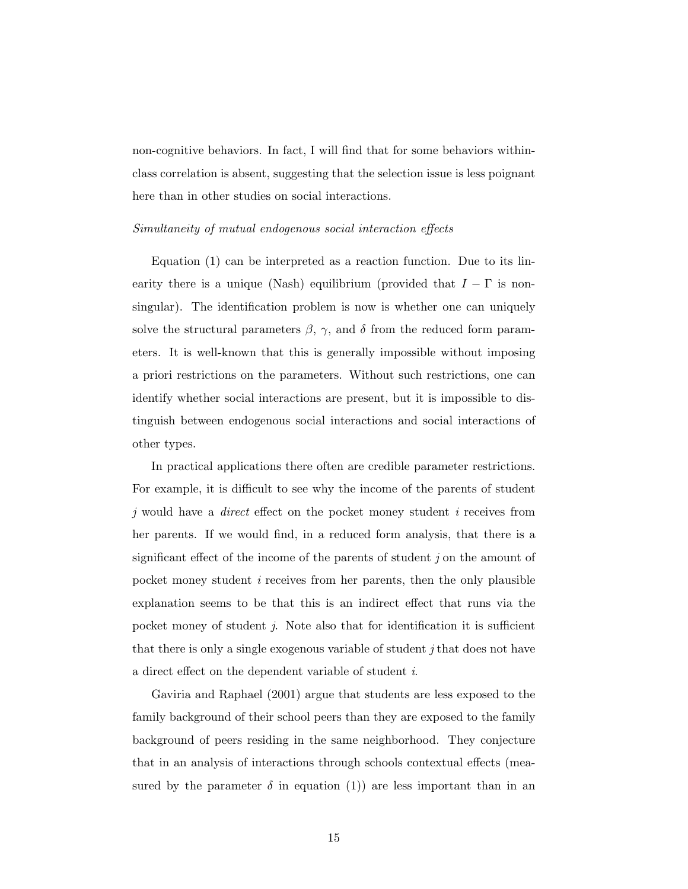non-cognitive behaviors. In fact, I will find that for some behaviors within-class correlation is absent, suggesting that the selection issue is less poignant here than in other studies on social interactions.

*Simultaneity of mutual endogenous social interaction effects*

Equation (1) can be interpreted as a reaction function. Due to its linearity there is a unique (Nash) equilibrium (provided that $I - \Gamma$ is non-singular). The identification problem is now is whether one can uniquely solve the structural parameters $\beta$, $\gamma$, and $\delta$ from the reduced form parameters. It is well-known that this is generally impossible without imposing a priori restrictions on the parameters. Without such restrictions, one can identify whether social interactions are present, but it is impossible to distinguish between endogenous social interactions and social interactions of other types.

In practical applications there often are credible parameter restrictions. For example, it is difficult to see why the income of the parents of student $j$ would have a *direct* effect on the pocket money student $i$ receives from her parents. If we would find, in a reduced form analysis, that there is a significant effect of the income of the parents of student $j$ on the amount of pocket money student $i$ receives from her parents, then the only plausible explanation seems to be that this is an indirect effect that runs via the pocket money of student $j$. Note also that for identification it is sufficient that there is only a single exogenous variable of student $j$ that does not have a direct effect on the dependent variable of student $i$.

Gaviria and Raphael (2001) argue that students are less exposed to the family background of their school peers than they are exposed to the family background of peers residing in the same neighborhood. They conjecture that in an analysis of interactions through schools contextual effects (measured by the parameter $\delta$ in equation (1)) are less important than in an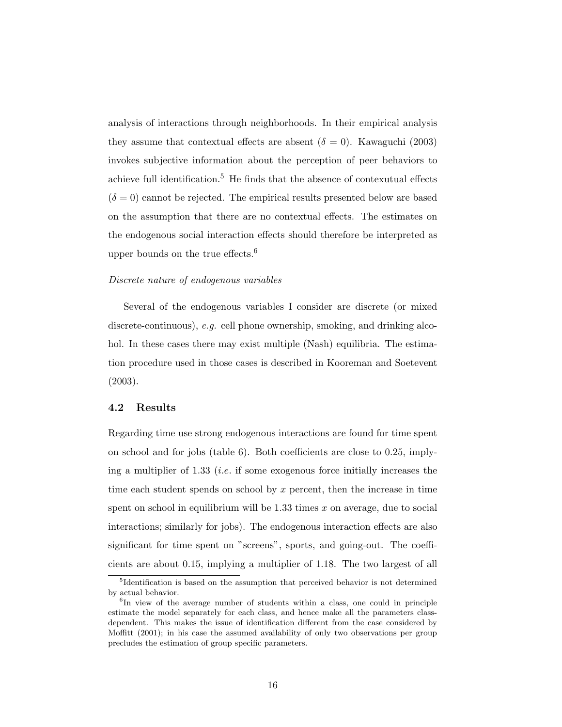analysis of interactions through neighborhoods. In their empirical analysis they assume that contextual effects are absent ($\delta = 0$). Kawaguchi (2003) invokes subjective information about the perception of peer behaviors to achieve full identification.[5] He finds that the absence of contexutual effects ($\delta = 0$) cannot be rejected. The empirical results presented below are based on the assumption that there are no contextual effects. The estimates on the endogenous social interaction effects should therefore be interpreted as upper bounds on the true effects.[6]

*Discrete nature of endogenous variables*

Several of the endogenous variables I consider are discrete (or mixed discrete-continuous), *e.g.* cell phone ownership, smoking, and drinking alcohol. In these cases there may exist multiple (Nash) equilibria. The estimation procedure used in those cases is described in Kooreman and Soetevent (2003).

### 4.2 Results

Regarding time use strong endogenous interactions are found for time spent on school and for jobs (table 6). Both coefficients are close to 0.25, implying a multiplier of 1.33 (*i.e.* if some exogenous force initially increases the time each student spends on school by $x$ percent, then the increase in time spent on school in equilibrium will be 1.33 times $x$ on average, due to social interactions; similarly for jobs). The endogenous interaction effects are also significant for time spent on "screens", sports, and going-out. The coefficients are about 0.15, implying a multiplier of 1.18. The two largest of all

[5] Identification is based on the assumption that perceived behavior is not determined by actual behavior.

[6] In view of the average number of students within a class, one could in principle estimate the model separately for each class, and hence make all the parameters class-dependent. This makes the issue of identification different from the case considered by Moffitt (2001); in his case the assumed availability of only two observations per group precludes the estimation of group specific parameters.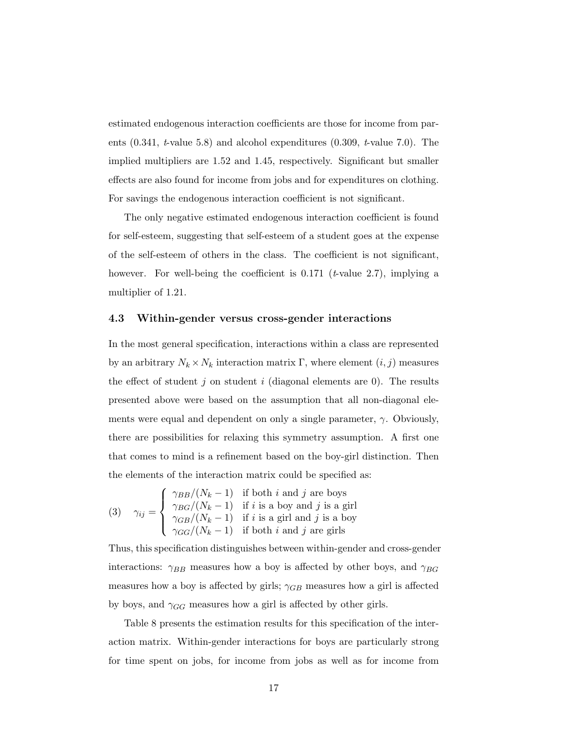estimated endogenous interaction coefficients are those for income from parents (0.341, $t$-value 5.8) and alcohol expenditures (0.309, $t$-value 7.0). The implied multipliers are 1.52 and 1.45, respectively. Significant but smaller effects are also found for income from jobs and for expenditures on clothing. For savings the endogenous interaction coefficient is not significant.

The only negative estimated endogenous interaction coefficient is found for self-esteem, suggesting that self-esteem of a student goes at the expense of the self-esteem of others in the class. The coefficient is not significant, however. For well-being the coefficient is 0.171 ($t$-value 2.7), implying a multiplier of 1.21.

### 4.3 Within-gender versus cross-gender interactions

In the most general specification, interactions within a class are represented by an arbitrary $N_k \times N_k$ interaction matrix $\Gamma$, where element $(i, j)$ measures the effect of student $j$ on student $i$ (diagonal elements are 0). The results presented above were based on the assumption that all non-diagonal elements were equal and dependent on only a single parameter, $\gamma$. Obviously, there are possibilities for relaxing this symmetry assumption. A first one that comes to mind is a refinement based on the boy-girl distinction. Then the elements of the interaction matrix could be specified as:

$$(3) \quad \gamma_{ij} = \begin{cases} \gamma_{BB}/(N_k - 1) & \text{if both } i \text{ and } j \text{ are boys} \\ \gamma_{BG}/(N_k - 1) & \text{if } i \text{ is a boy and } j \text{ is a girl} \\ \gamma_{GB}/(N_k - 1) & \text{if } i \text{ is a girl and } j \text{ is a boy} \\ \gamma_{GG}/(N_k - 1) & \text{if both } i \text{ and } j \text{ are girls} \end{cases}$$

Thus, this specification distinguishes between within-gender and cross-gender interactions: $\gamma_{BB}$ measures how a boy is affected by other boys, and $\gamma_{BG}$ measures how a boy is affected by girls; $\gamma_{GB}$ measures how a girl is affected by boys, and $\gamma_{GG}$ measures how a girl is affected by other girls.

Table 8 presents the estimation results for this specification of the interaction matrix. Within-gender interactions for boys are particularly strong for time spent on jobs, for income from jobs as well as for income from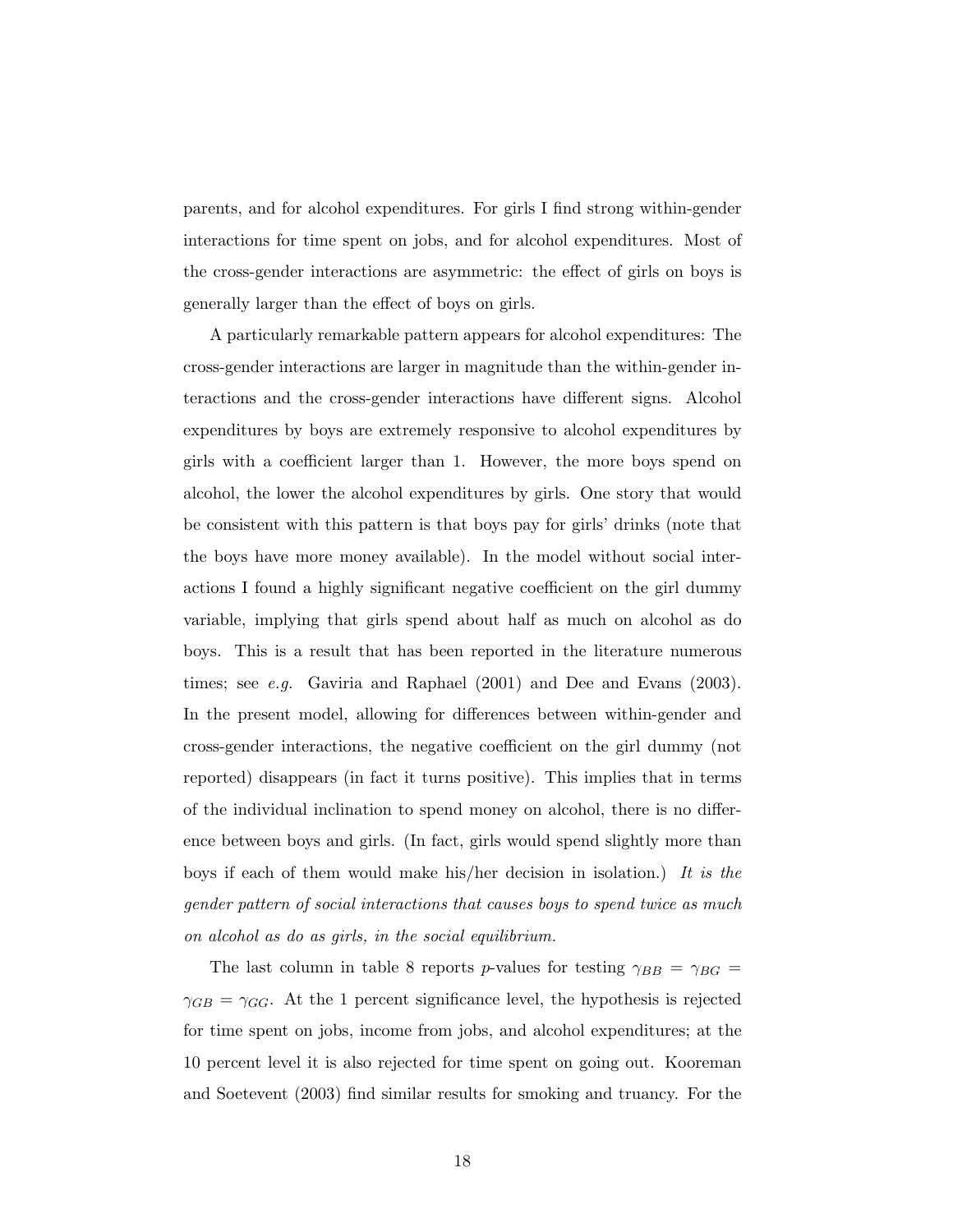parents, and for alcohol expenditures. For girls I find strong within-gender interactions for time spent on jobs, and for alcohol expenditures. Most of the cross-gender interactions are asymmetric: the effect of girls on boys is generally larger than the effect of boys on girls.

A particularly remarkable pattern appears for alcohol expenditures: The cross-gender interactions are larger in magnitude than the within-gender interactions and the cross-gender interactions have different signs. Alcohol expenditures by boys are extremely responsive to alcohol expenditures by girls with a coefficient larger than 1. However, the more boys spend on alcohol, the lower the alcohol expenditures by girls. One story that would be consistent with this pattern is that boys pay for girls' drinks (note that the boys have more money available). In the model without social interactions I found a highly significant negative coefficient on the girl dummy variable, implying that girls spend about half as much on alcohol as do boys. This is a result that has been reported in the literature numerous times; see *e.g.* Gaviria and Raphael (2001) and Dee and Evans (2003). In the present model, allowing for differences between within-gender and cross-gender interactions, the negative coefficient on the girl dummy (not reported) disappears (in fact it turns positive). This implies that in terms of the individual inclination to spend money on alcohol, there is no difference between boys and girls. (In fact, girls would spend slightly more than boys if each of them would make his/her decision in isolation.) *It is the gender pattern of social interactions that causes boys to spend twice as much on alcohol as do as girls, in the social equilibrium.*

The last column in table 8 reports *p*-values for testing $\gamma_{BB} = \gamma_{BG} = \gamma_{GB} = \gamma_{GG}$. At the 1 percent significance level, the hypothesis is rejected for time spent on jobs, income from jobs, and alcohol expenditures; at the 10 percent level it is also rejected for time spent on going out. Kooreman and Soetevent (2003) find similar results for smoking and truancy. For the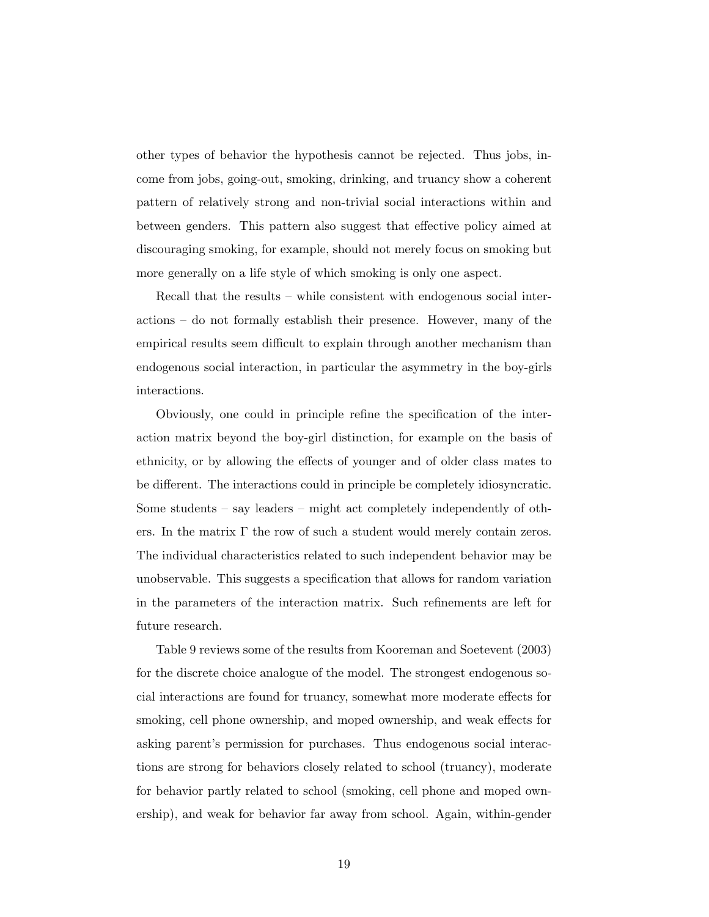other types of behavior the hypothesis cannot be rejected. Thus jobs, income from jobs, going-out, smoking, drinking, and truancy show a coherent pattern of relatively strong and non-trivial social interactions within and between genders. This pattern also suggest that effective policy aimed at discouraging smoking, for example, should not merely focus on smoking but more generally on a life style of which smoking is only one aspect.

Recall that the results – while consistent with endogenous social interactions – do not formally establish their presence. However, many of the empirical results seem difficult to explain through another mechanism than endogenous social interaction, in particular the asymmetry in the boy-girls interactions.

Obviously, one could in principle refine the specification of the interaction matrix beyond the boy-girl distinction, for example on the basis of ethnicity, or by allowing the effects of younger and of older class mates to be different. The interactions could in principle be completely idiosyncratic. Some students – say leaders – might act completely independently of others. In the matrix $\Gamma$ the row of such a student would merely contain zeros. The individual characteristics related to such independent behavior may be unobservable. This suggests a specification that allows for random variation in the parameters of the interaction matrix. Such refinements are left for future research.

Table 9 reviews some of the results from Kooreman and Soetevent (2003) for the discrete choice analogue of the model. The strongest endogenous social interactions are found for truancy, somewhat more moderate effects for smoking, cell phone ownership, and moped ownership, and weak effects for asking parent's permission for purchases. Thus endogenous social interactions are strong for behaviors closely related to school (truancy), moderate for behavior partly related to school (smoking, cell phone and moped ownership), and weak for behavior far away from school. Again, within-gender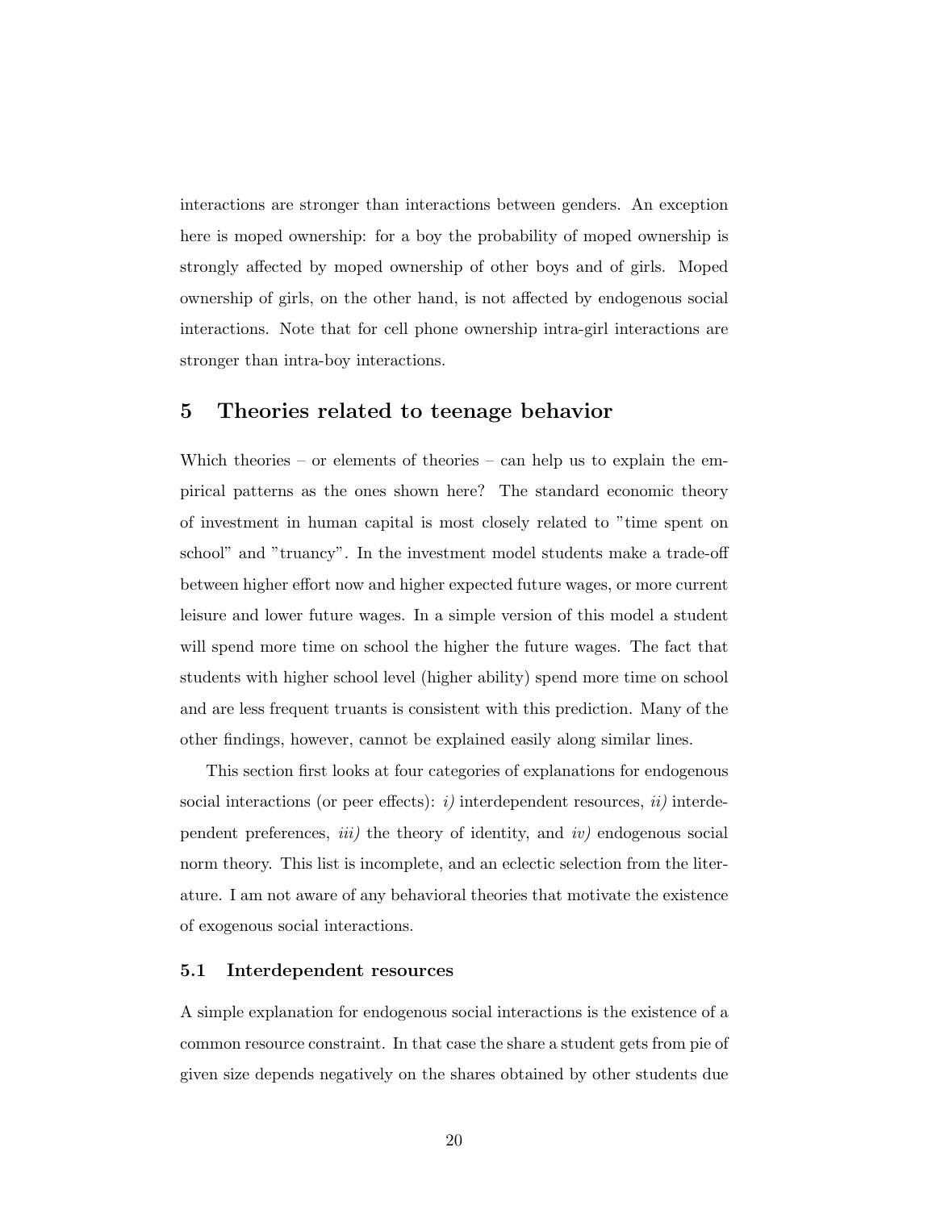interactions are stronger than interactions between genders. An exception here is moped ownership: for a boy the probability of moped ownership is strongly affected by moped ownership of other boys and of girls. Moped ownership of girls, on the other hand, is not affected by endogenous social interactions. Note that for cell phone ownership intra-girl interactions are stronger than intra-boy interactions.

## 5 Theories related to teenage behavior

Which theories – or elements of theories – can help us to explain the empirical patterns as the ones shown here? The standard economic theory of investment in human capital is most closely related to "time spent on school" and "truancy". In the investment model students make a trade-off between higher effort now and higher expected future wages, or more current leisure and lower future wages. In a simple version of this model a student will spend more time on school the higher the future wages. The fact that students with higher school level (higher ability) spend more time on school and are less frequent truants is consistent with this prediction. Many of the other findings, however, cannot be explained easily along similar lines.

This section first looks at four categories of explanations for endogenous social interactions (or peer effects): *i)* interdependent resources, *ii)* interdependent preferences, *iii)* the theory of identity, and *iv)* endogenous social norm theory. This list is incomplete, and an eclectic selection from the literature. I am not aware of any behavioral theories that motivate the existence of exogenous social interactions.

### 5.1 Interdependent resources

A simple explanation for endogenous social interactions is the existence of a common resource constraint. In that case the share a student gets from pie of given size depends negatively on the shares obtained by other students due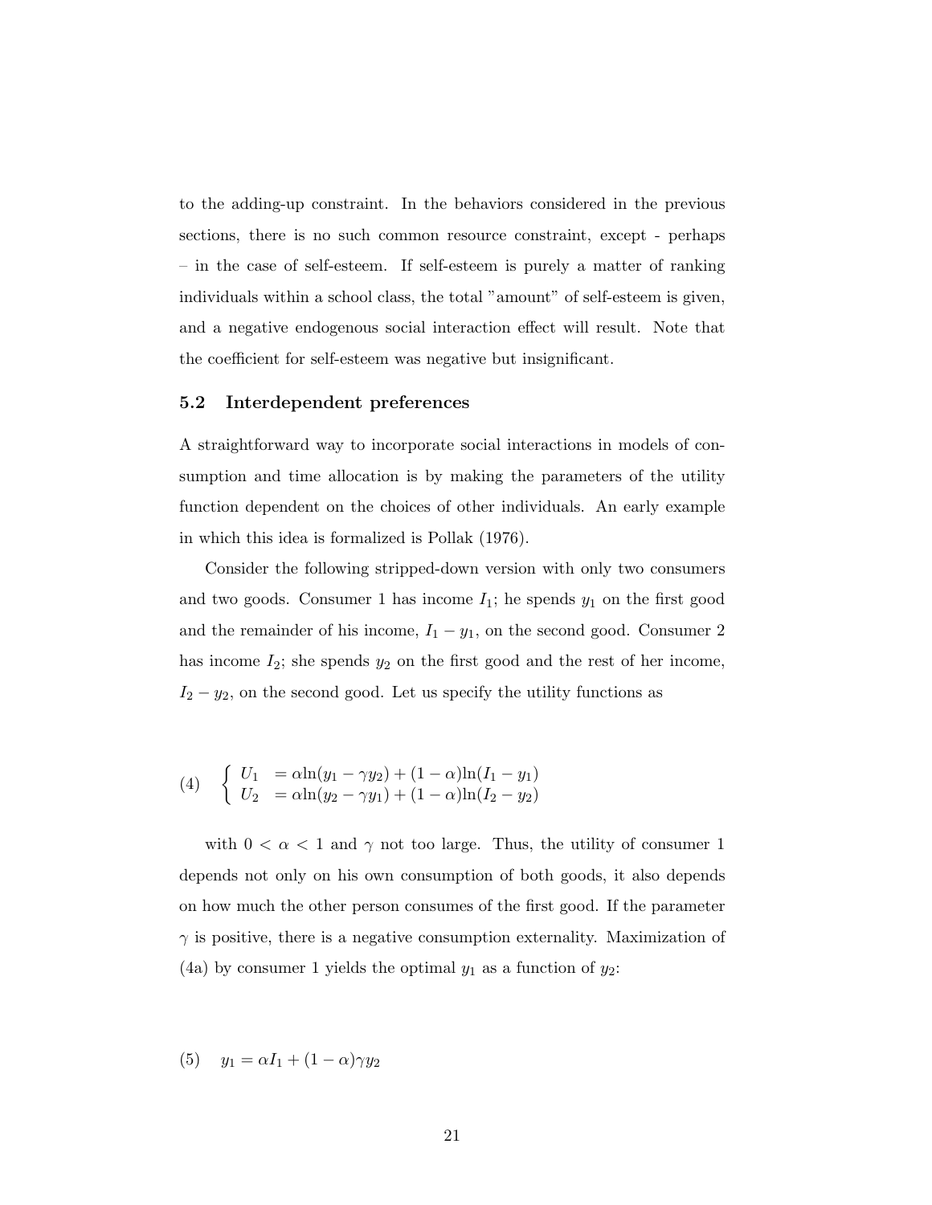to the adding-up constraint. In the behaviors considered in the previous sections, there is no such common resource constraint, except - perhaps – in the case of self-esteem. If self-esteem is purely a matter of ranking individuals within a school class, the total "amount" of self-esteem is given, and a negative endogenous social interaction effect will result. Note that the coefficient for self-esteem was negative but insignificant.

### 5.2 Interdependent preferences

A straightforward way to incorporate social interactions in models of consumption and time allocation is by making the parameters of the utility function dependent on the choices of other individuals. An early example in which this idea is formalized is Pollak (1976).

Consider the following stripped-down version with only two consumers and two goods. Consumer 1 has income $I_1$; he spends $y_1$ on the first good and the remainder of his income, $I_1 - y_1$, on the second good. Consumer 2 has income $I_2$; she spends $y_2$ on the first good and the rest of her income, $I_2 - y_2$, on the second good. Let us specify the utility functions as

$$(4) \quad \begin{cases} U_1 &= \alpha \ln(y_1 - \gamma y_2) + (1-\alpha)\ln(I_1 - y_1) \\ U_2 &= \alpha \ln(y_2 - \gamma y_1) + (1-\alpha)\ln(I_2 - y_2) \end{cases}$$

with $0 < \alpha < 1$ and $\gamma$ not too large. Thus, the utility of consumer 1 depends not only on his own consumption of both goods, it also depends on how much the other person consumes of the first good. If the parameter $\gamma$ is positive, there is a negative consumption externality. Maximization of (4a) by consumer 1 yields the optimal $y_1$ as a function of $y_2$:

$$(5) \quad y_1 = \alpha I_1 + (1-\alpha)\gamma y_2$$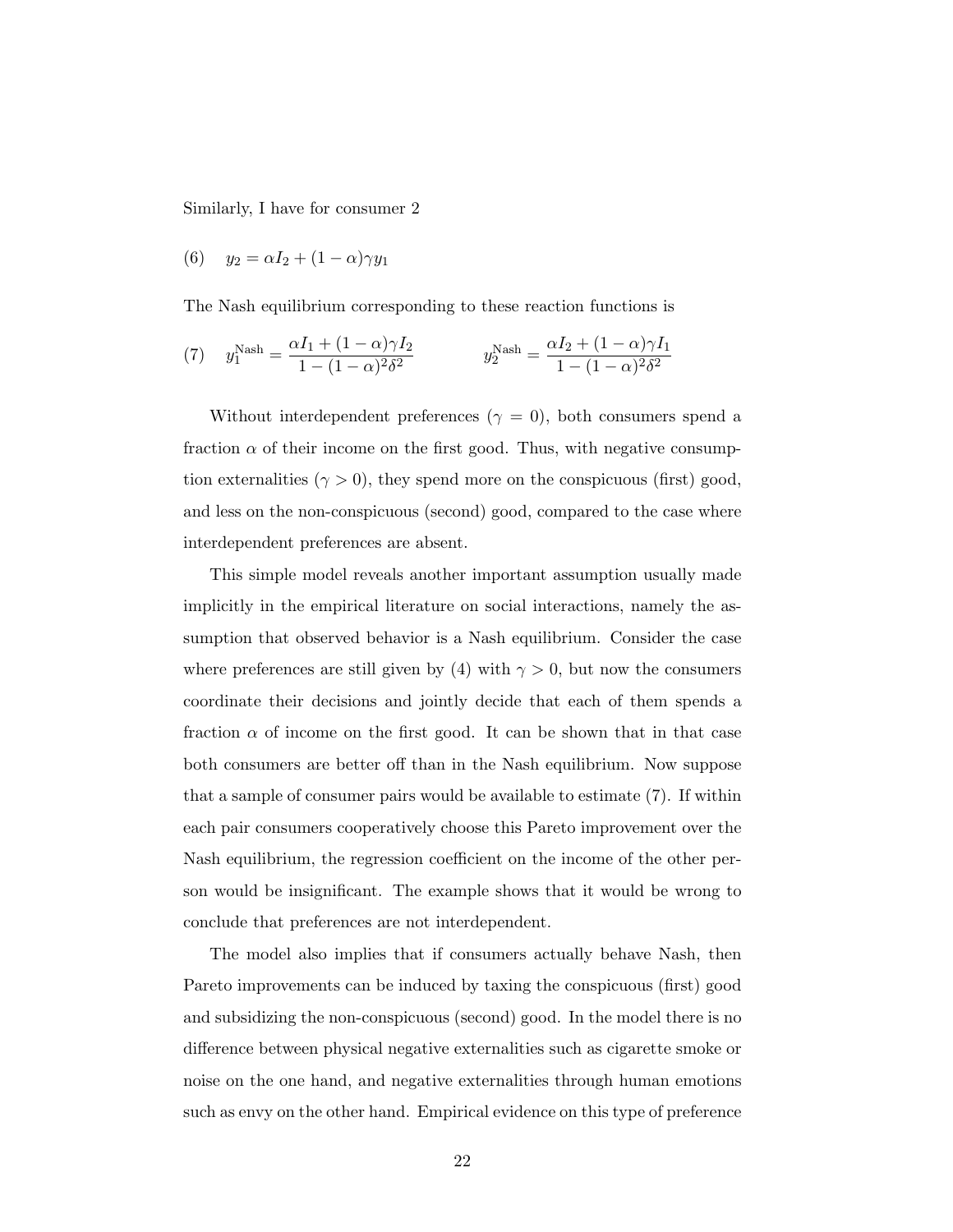Similarly, I have for consumer 2

$$(6) \quad y_2 = \alpha I_2 + (1-\alpha)\gamma y_1$$

The Nash equilibrium corresponding to these reaction functions is

$$(7) \quad y_1^{\text{Nash}} = \frac{\alpha I_1 + (1-\alpha)\gamma I_2}{1-(1-\alpha)^2\delta^2} \qquad y_2^{\text{Nash}} = \frac{\alpha I_2 + (1-\alpha)\gamma I_1}{1-(1-\alpha)^2\delta^2}$$

Without interdependent preferences ($\gamma = 0$), both consumers spend a fraction $\alpha$ of their income on the first good. Thus, with negative consumption externalities ($\gamma > 0$), they spend more on the conspicuous (first) good, and less on the non-conspicuous (second) good, compared to the case where interdependent preferences are absent.

This simple model reveals another important assumption usually made implicitly in the empirical literature on social interactions, namely the assumption that observed behavior is a Nash equilibrium. Consider the case where preferences are still given by (4) with $\gamma > 0$, but now the consumers coordinate their decisions and jointly decide that each of them spends a fraction $\alpha$ of income on the first good. It can be shown that in that case both consumers are better off than in the Nash equilibrium. Now suppose that a sample of consumer pairs would be available to estimate (7). If within each pair consumers cooperatively choose this Pareto improvement over the Nash equilibrium, the regression coefficient on the income of the other person would be insignificant. The example shows that it would be wrong to conclude that preferences are not interdependent.

The model also implies that if consumers actually behave Nash, then Pareto improvements can be induced by taxing the conspicuous (first) good and subsidizing the non-conspicuous (second) good. In the model there is no difference between physical negative externalities such as cigarette smoke or noise on the one hand, and negative externalities through human emotions such as envy on the other hand. Empirical evidence on this type of preference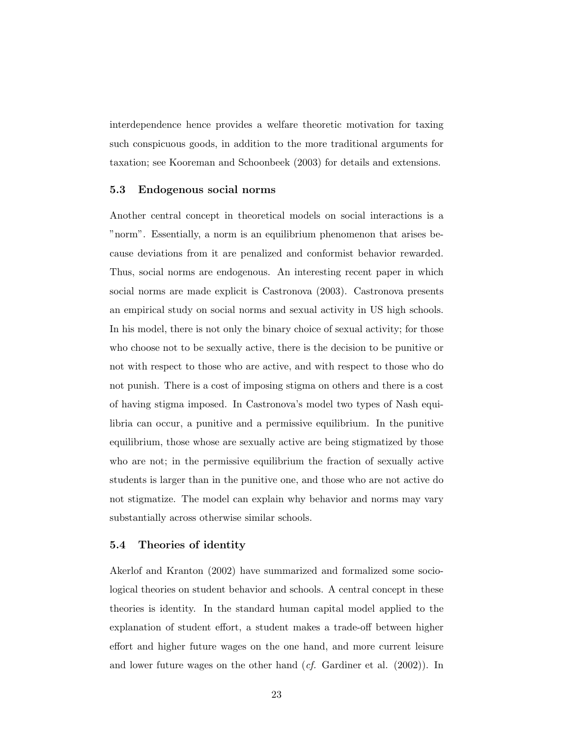interdependence hence provides a welfare theoretic motivation for taxing such conspicuous goods, in addition to the more traditional arguments for taxation; see Kooreman and Schoonbeek (2003) for details and extensions.

### 5.3 Endogenous social norms

Another central concept in theoretical models on social interactions is a "norm". Essentially, a norm is an equilibrium phenomenon that arises because deviations from it are penalized and conformist behavior rewarded. Thus, social norms are endogenous. An interesting recent paper in which social norms are made explicit is Castronova (2003). Castronova presents an empirical study on social norms and sexual activity in US high schools. In his model, there is not only the binary choice of sexual activity; for those who choose not to be sexually active, there is the decision to be punitive or not with respect to those who are active, and with respect to those who do not punish. There is a cost of imposing stigma on others and there is a cost of having stigma imposed. In Castronova's model two types of Nash equilibria can occur, a punitive and a permissive equilibrium. In the punitive equilibrium, those whose are sexually active are being stigmatized by those who are not; in the permissive equilibrium the fraction of sexually active students is larger than in the punitive one, and those who are not active do not stigmatize. The model can explain why behavior and norms may vary substantially across otherwise similar schools.

### 5.4 Theories of identity

Akerlof and Kranton (2002) have summarized and formalized some sociological theories on student behavior and schools. A central concept in these theories is identity. In the standard human capital model applied to the explanation of student effort, a student makes a trade-off between higher effort and higher future wages on the one hand, and more current leisure and lower future wages on the other hand (*cf.* Gardiner et al. (2002)). In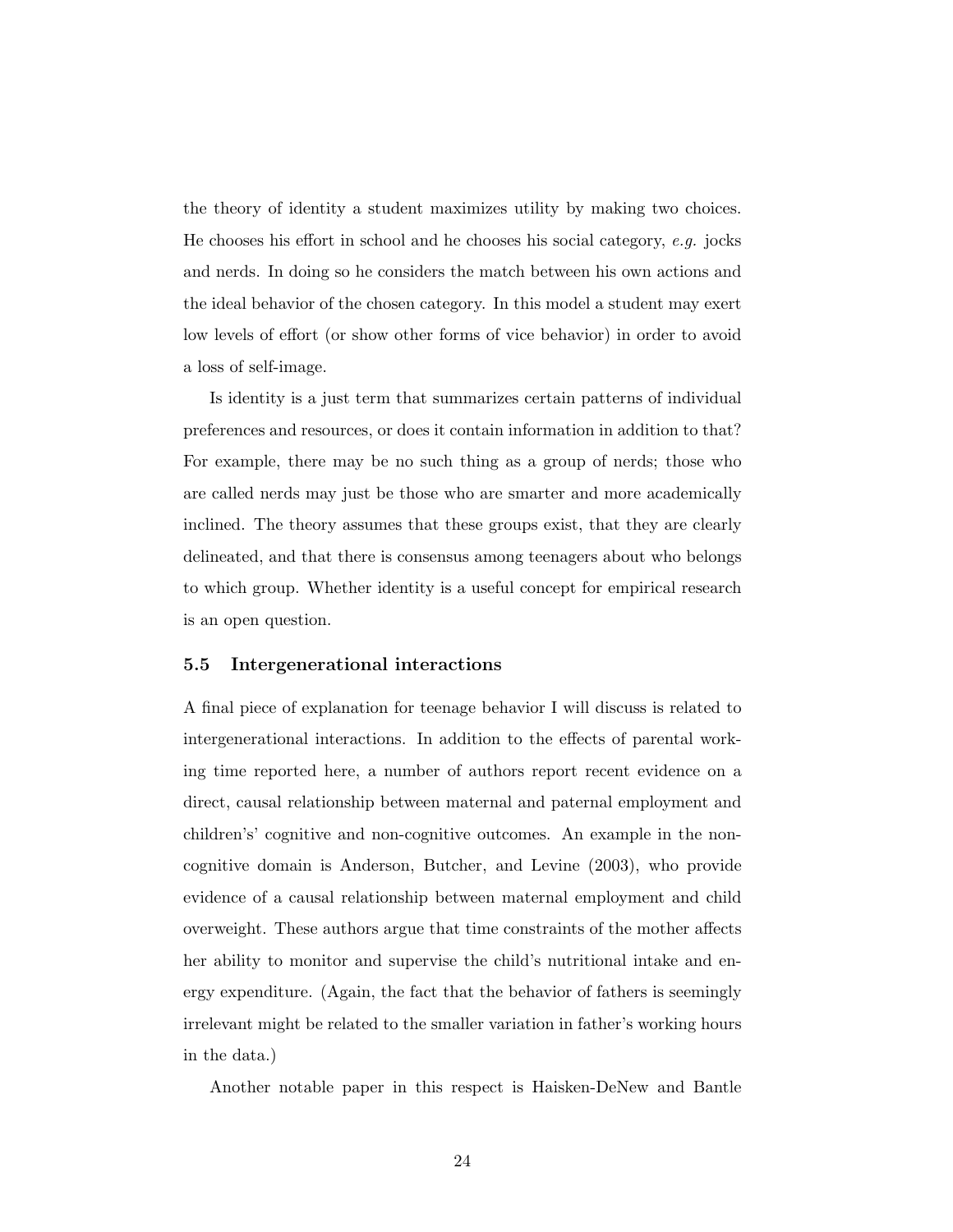the theory of identity a student maximizes utility by making two choices. He chooses his effort in school and he chooses his social category, *e.g.* jocks and nerds. In doing so he considers the match between his own actions and the ideal behavior of the chosen category. In this model a student may exert low levels of effort (or show other forms of vice behavior) in order to avoid a loss of self-image.

Is identity is a just term that summarizes certain patterns of individual preferences and resources, or does it contain information in addition to that? For example, there may be no such thing as a group of nerds; those who are called nerds may just be those who are smarter and more academically inclined. The theory assumes that these groups exist, that they are clearly delineated, and that there is consensus among teenagers about who belongs to which group. Whether identity is a useful concept for empirical research is an open question.

### 5.5 Intergenerational interactions

A final piece of explanation for teenage behavior I will discuss is related to intergenerational interactions. In addition to the effects of parental working time reported here, a number of authors report recent evidence on a direct, causal relationship between maternal and paternal employment and children's' cognitive and non-cognitive outcomes. An example in the non-cognitive domain is Anderson, Butcher, and Levine (2003), who provide evidence of a causal relationship between maternal employment and child overweight. These authors argue that time constraints of the mother affects her ability to monitor and supervise the child's nutritional intake and energy expenditure. (Again, the fact that the behavior of fathers is seemingly irrelevant might be related to the smaller variation in father's working hours in the data.)

Another notable paper in this respect is Haisken-DeNew and Bantle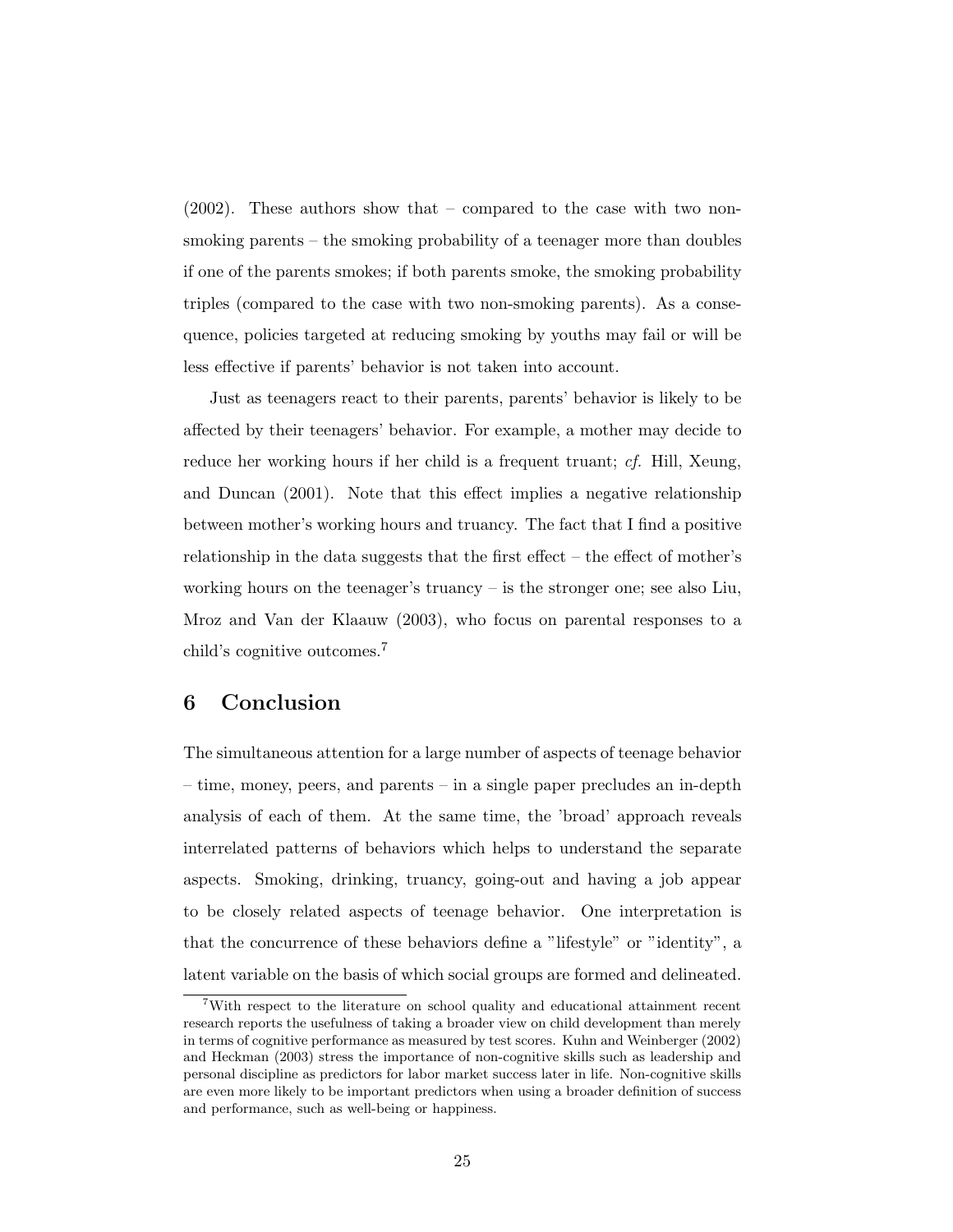(2002). These authors show that – compared to the case with two non-smoking parents – the smoking probability of a teenager more than doubles if one of the parents smokes; if both parents smoke, the smoking probability triples (compared to the case with two non-smoking parents). As a consequence, policies targeted at reducing smoking by youths may fail or will be less effective if parents' behavior is not taken into account.

Just as teenagers react to their parents, parents' behavior is likely to be affected by their teenagers' behavior. For example, a mother may decide to reduce her working hours if her child is a frequent truant; *cf.* Hill, Xeung, and Duncan (2001). Note that this effect implies a negative relationship between mother's working hours and truancy. The fact that I find a positive relationship in the data suggests that the first effect – the effect of mother's working hours on the teenager's truancy – is the stronger one; see also Liu, Mroz and Van der Klaauw (2003), who focus on parental responses to a child's cognitive outcomes.[7]

## 6 Conclusion

The simultaneous attention for a large number of aspects of teenage behavior – time, money, peers, and parents – in a single paper precludes an in-depth analysis of each of them. At the same time, the 'broad' approach reveals interrelated patterns of behaviors which helps to understand the separate aspects. Smoking, drinking, truancy, going-out and having a job appear to be closely related aspects of teenage behavior. One interpretation is that the concurrence of these behaviors define a "lifestyle" or "identity", a latent variable on the basis of which social groups are formed and delineated.

[7] With respect to the literature on school quality and educational attainment recent research reports the usefulness of taking a broader view on child development than merely in terms of cognitive performance as measured by test scores. Kuhn and Weinberger (2002) and Heckman (2003) stress the importance of non-cognitive skills such as leadership and personal discipline as predictors for labor market success later in life. Non-cognitive skills are even more likely to be important predictors when using a broader definition of success and performance, such as well-being or happiness.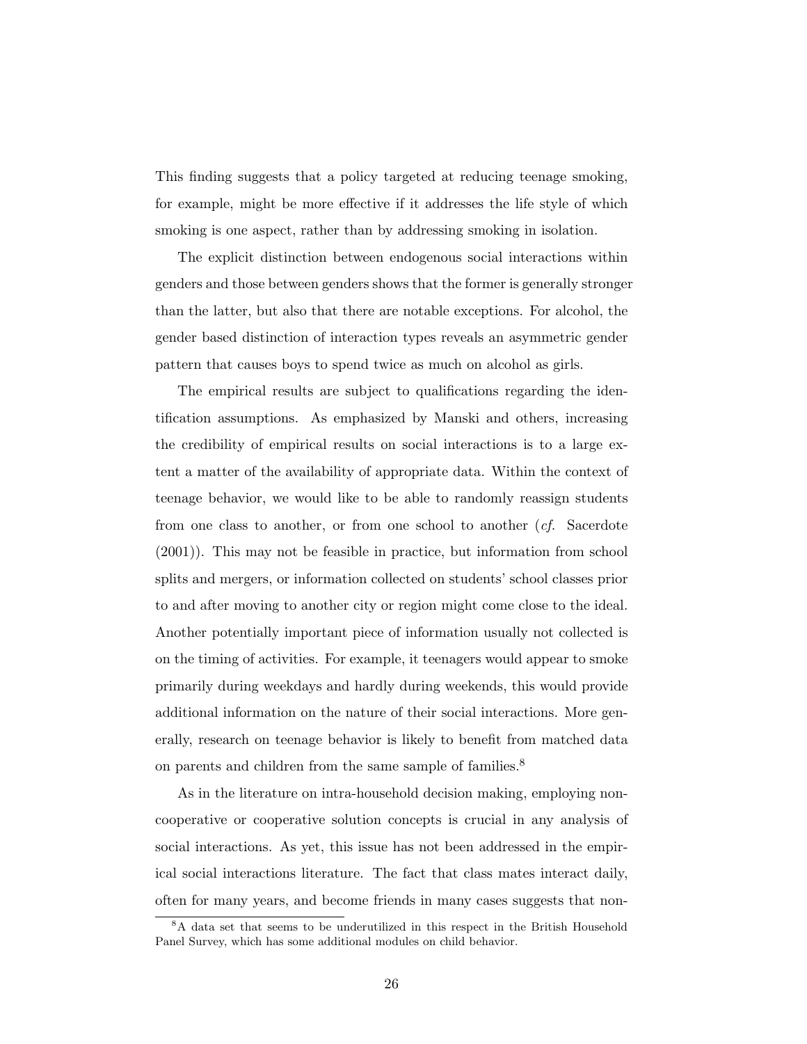This finding suggests that a policy targeted at reducing teenage smoking, for example, might be more effective if it addresses the life style of which smoking is one aspect, rather than by addressing smoking in isolation.

The explicit distinction between endogenous social interactions within genders and those between genders shows that the former is generally stronger than the latter, but also that there are notable exceptions. For alcohol, the gender based distinction of interaction types reveals an asymmetric gender pattern that causes boys to spend twice as much on alcohol as girls.

The empirical results are subject to qualifications regarding the identification assumptions. As emphasized by Manski and others, increasing the credibility of empirical results on social interactions is to a large extent a matter of the availability of appropriate data. Within the context of teenage behavior, we would like to be able to randomly reassign students from one class to another, or from one school to another (*cf.* Sacerdote (2001)). This may not be feasible in practice, but information from school splits and mergers, or information collected on students' school classes prior to and after moving to another city or region might come close to the ideal. Another potentially important piece of information usually not collected is on the timing of activities. For example, it teenagers would appear to smoke primarily during weekdays and hardly during weekends, this would provide additional information on the nature of their social interactions. More generally, research on teenage behavior is likely to benefit from matched data on parents and children from the same sample of families.[8]

As in the literature on intra-household decision making, employing non-cooperative or cooperative solution concepts is crucial in any analysis of social interactions. As yet, this issue has not been addressed in the empirical social interactions literature. The fact that class mates interact daily, often for many years, and become friends in many cases suggests that non-

[8]A data set that seems to be underutilized in this respect in the British Household Panel Survey, which has some additional modules on child behavior.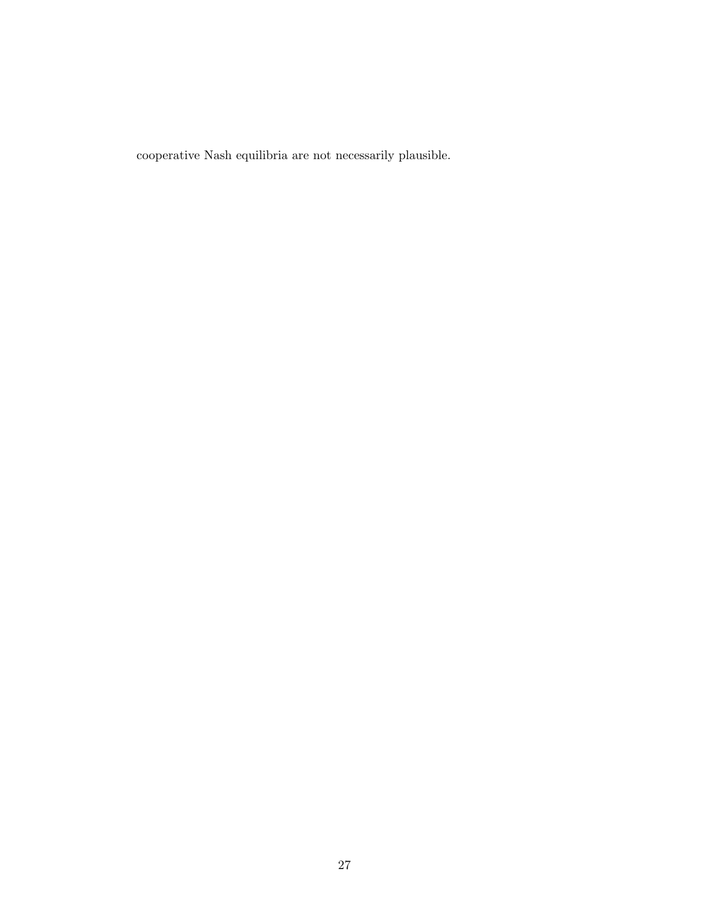cooperative Nash equilibria are not necessarily plausible.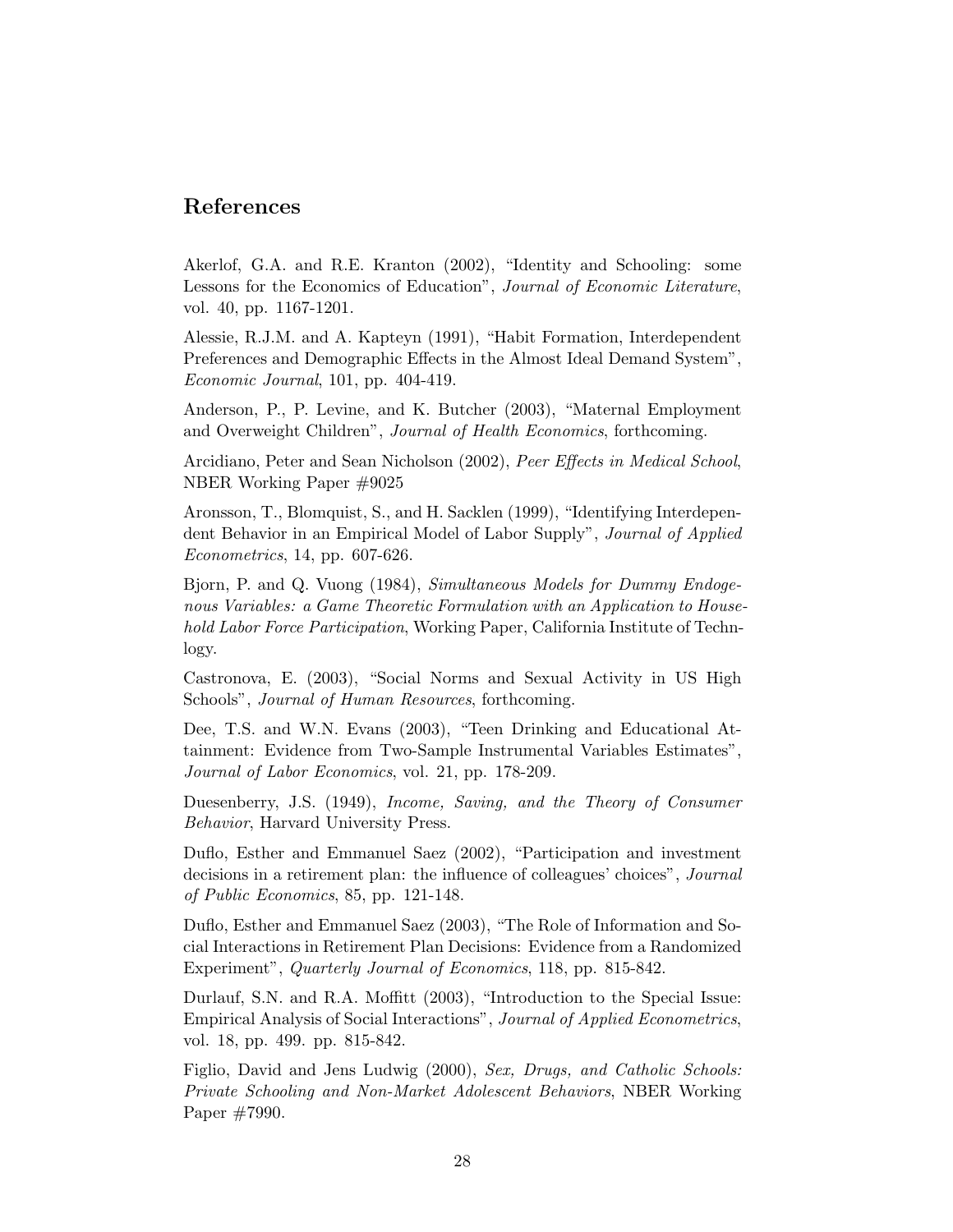## References

Akerlof, G.A. and R.E. Kranton (2002), "Identity and Schooling: some Lessons for the Economics of Education", *Journal of Economic Literature*, vol. 40, pp. 1167-1201.

Alessie, R.J.M. and A. Kapteyn (1991), "Habit Formation, Interdependent Preferences and Demographic Effects in the Almost Ideal Demand System", *Economic Journal*, 101, pp. 404-419.

Anderson, P., P. Levine, and K. Butcher (2003), "Maternal Employment and Overweight Children", *Journal of Health Economics*, forthcoming.

Arcidiano, Peter and Sean Nicholson (2002), *Peer Effects in Medical School*, NBER Working Paper #9025

Aronsson, T., Blomquist, S., and H. Sacklen (1999), "Identifying Interdependent Behavior in an Empirical Model of Labor Supply", *Journal of Applied Econometrics*, 14, pp. 607-626.

Bjorn, P. and Q. Vuong (1984), *Simultaneous Models for Dummy Endogenous Variables: a Game Theoretic Formulation with an Application to Household Labor Force Participation*, Working Paper, California Institute of Technlogy.

Castronova, E. (2003), "Social Norms and Sexual Activity in US High Schools", *Journal of Human Resources*, forthcoming.

Dee, T.S. and W.N. Evans (2003), "Teen Drinking and Educational Attainment: Evidence from Two-Sample Instrumental Variables Estimates", *Journal of Labor Economics*, vol. 21, pp. 178-209.

Duesenberry, J.S. (1949), *Income, Saving, and the Theory of Consumer Behavior*, Harvard University Press.

Duflo, Esther and Emmanuel Saez (2002), "Participation and investment decisions in a retirement plan: the influence of colleagues' choices", *Journal of Public Economics*, 85, pp. 121-148.

Duflo, Esther and Emmanuel Saez (2003), "The Role of Information and Social Interactions in Retirement Plan Decisions: Evidence from a Randomized Experiment", *Quarterly Journal of Economics*, 118, pp. 815-842.

Durlauf, S.N. and R.A. Moffitt (2003), "Introduction to the Special Issue: Empirical Analysis of Social Interactions", *Journal of Applied Econometrics*, vol. 18, pp. 499. pp. 815-842.

Figlio, David and Jens Ludwig (2000), *Sex, Drugs, and Catholic Schools: Private Schooling and Non-Market Adolescent Behaviors*, NBER Working Paper #7990.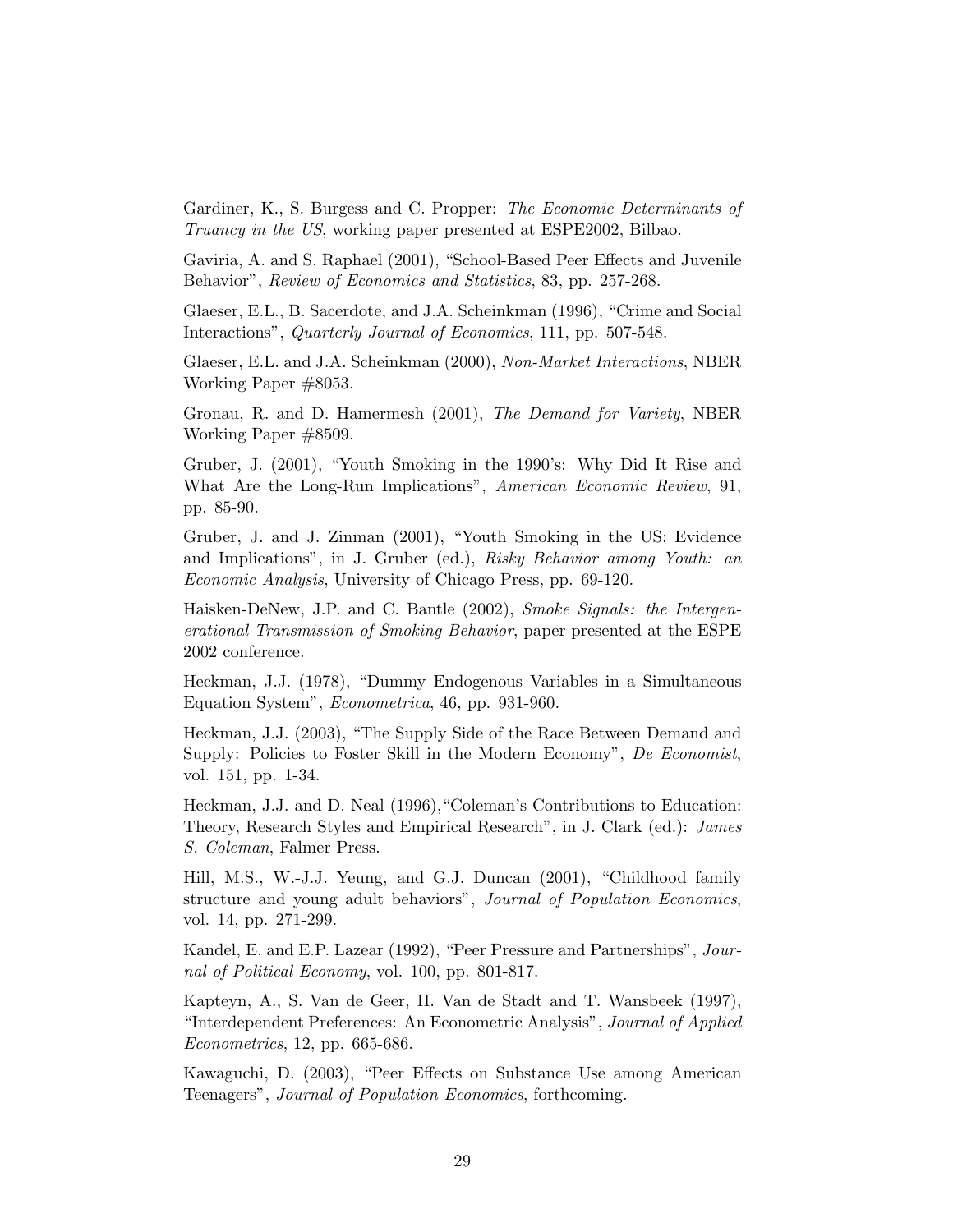Gardiner, K., S. Burgess and C. Propper: *The Economic Determinants of Truancy in the US*, working paper presented at ESPE2002, Bilbao.

Gaviria, A. and S. Raphael (2001), "School-Based Peer Effects and Juvenile Behavior", *Review of Economics and Statistics*, 83, pp. 257-268.

Glaeser, E.L., B. Sacerdote, and J.A. Scheinkman (1996), "Crime and Social Interactions", *Quarterly Journal of Economics*, 111, pp. 507-548.

Glaeser, E.L. and J.A. Scheinkman (2000), *Non-Market Interactions*, NBER Working Paper #8053.

Gronau, R. and D. Hamermesh (2001), *The Demand for Variety*, NBER Working Paper #8509.

Gruber, J. (2001), "Youth Smoking in the 1990's: Why Did It Rise and What Are the Long-Run Implications", *American Economic Review*, 91, pp. 85-90.

Gruber, J. and J. Zinman (2001), "Youth Smoking in the US: Evidence and Implications", in J. Gruber (ed.), *Risky Behavior among Youth: an Economic Analysis*, University of Chicago Press, pp. 69-120.

Haisken-DeNew, J.P. and C. Bantle (2002), *Smoke Signals: the Intergenerational Transmission of Smoking Behavior*, paper presented at the ESPE 2002 conference.

Heckman, J.J. (1978), "Dummy Endogenous Variables in a Simultaneous Equation System", *Econometrica*, 46, pp. 931-960.

Heckman, J.J. (2003), "The Supply Side of the Race Between Demand and Supply: Policies to Foster Skill in the Modern Economy", *De Economist*, vol. 151, pp. 1-34.

Heckman, J.J. and D. Neal (1996), "Coleman's Contributions to Education: Theory, Research Styles and Empirical Research", in J. Clark (ed.): *James S. Coleman*, Falmer Press.

Hill, M.S., W.-J.J. Yeung, and G.J. Duncan (2001), "Childhood family structure and young adult behaviors", *Journal of Population Economics*, vol. 14, pp. 271-299.

Kandel, E. and E.P. Lazear (1992), "Peer Pressure and Partnerships", *Journal of Political Economy*, vol. 100, pp. 801-817.

Kapteyn, A., S. Van de Geer, H. Van de Stadt and T. Wansbeek (1997), "Interdependent Preferences: An Econometric Analysis", *Journal of Applied Econometrics*, 12, pp. 665-686.

Kawaguchi, D. (2003), "Peer Effects on Substance Use among American Teenagers", *Journal of Population Economics*, forthcoming.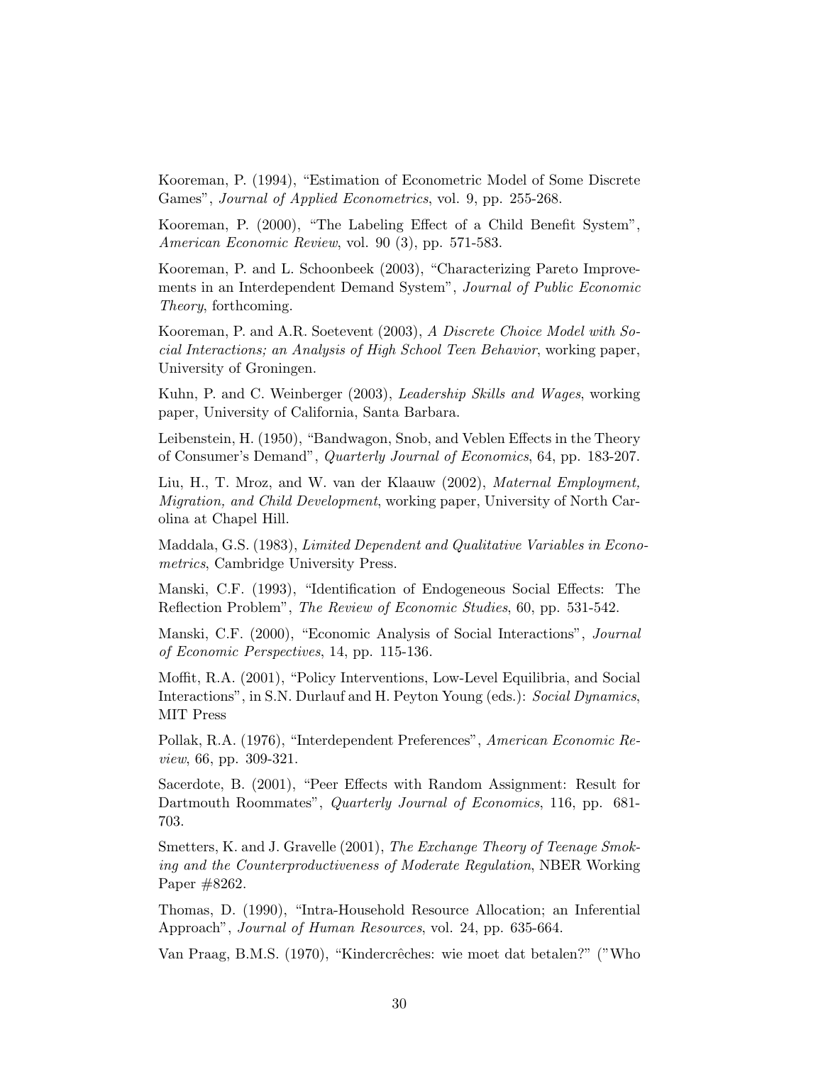Kooreman, P. (1994), "Estimation of Econometric Model of Some Discrete Games", *Journal of Applied Econometrics*, vol. 9, pp. 255-268.

Kooreman, P. (2000), "The Labeling Effect of a Child Benefit System", *American Economic Review*, vol. 90 (3), pp. 571-583.

Kooreman, P. and L. Schoonbeek (2003), "Characterizing Pareto Improvements in an Interdependent Demand System", *Journal of Public Economic Theory*, forthcoming.

Kooreman, P. and A.R. Soetevent (2003), *A Discrete Choice Model with Social Interactions; an Analysis of High School Teen Behavior*, working paper, University of Groningen.

Kuhn, P. and C. Weinberger (2003), *Leadership Skills and Wages*, working paper, University of California, Santa Barbara.

Leibenstein, H. (1950), "Bandwagon, Snob, and Veblen Effects in the Theory of Consumer's Demand", *Quarterly Journal of Economics*, 64, pp. 183-207.

Liu, H., T. Mroz, and W. van der Klaauw (2002), *Maternal Employment, Migration, and Child Development*, working paper, University of North Carolina at Chapel Hill.

Maddala, G.S. (1983), *Limited Dependent and Qualitative Variables in Econometrics*, Cambridge University Press.

Manski, C.F. (1993), "Identification of Endogeneous Social Effects: The Reflection Problem", *The Review of Economic Studies*, 60, pp. 531-542.

Manski, C.F. (2000), "Economic Analysis of Social Interactions", *Journal of Economic Perspectives*, 14, pp. 115-136.

Moffit, R.A. (2001), "Policy Interventions, Low-Level Equilibria, and Social Interactions", in S.N. Durlauf and H. Peyton Young (eds.): *Social Dynamics*, MIT Press

Pollak, R.A. (1976), "Interdependent Preferences", *American Economic Review*, 66, pp. 309-321.

Sacerdote, B. (2001), "Peer Effects with Random Assignment: Result for Dartmouth Roommates", *Quarterly Journal of Economics*, 116, pp. 681-703.

Smetters, K. and J. Gravelle (2001), *The Exchange Theory of Teenage Smoking and the Counterproductiveness of Moderate Regulation*, NBER Working Paper #8262.

Thomas, D. (1990), "Intra-Household Resource Allocation; an Inferential Approach", *Journal of Human Resources*, vol. 24, pp. 635-664.

Van Praag, B.M.S. (1970), "Kindercrêches: wie moet dat betalen?" ("Who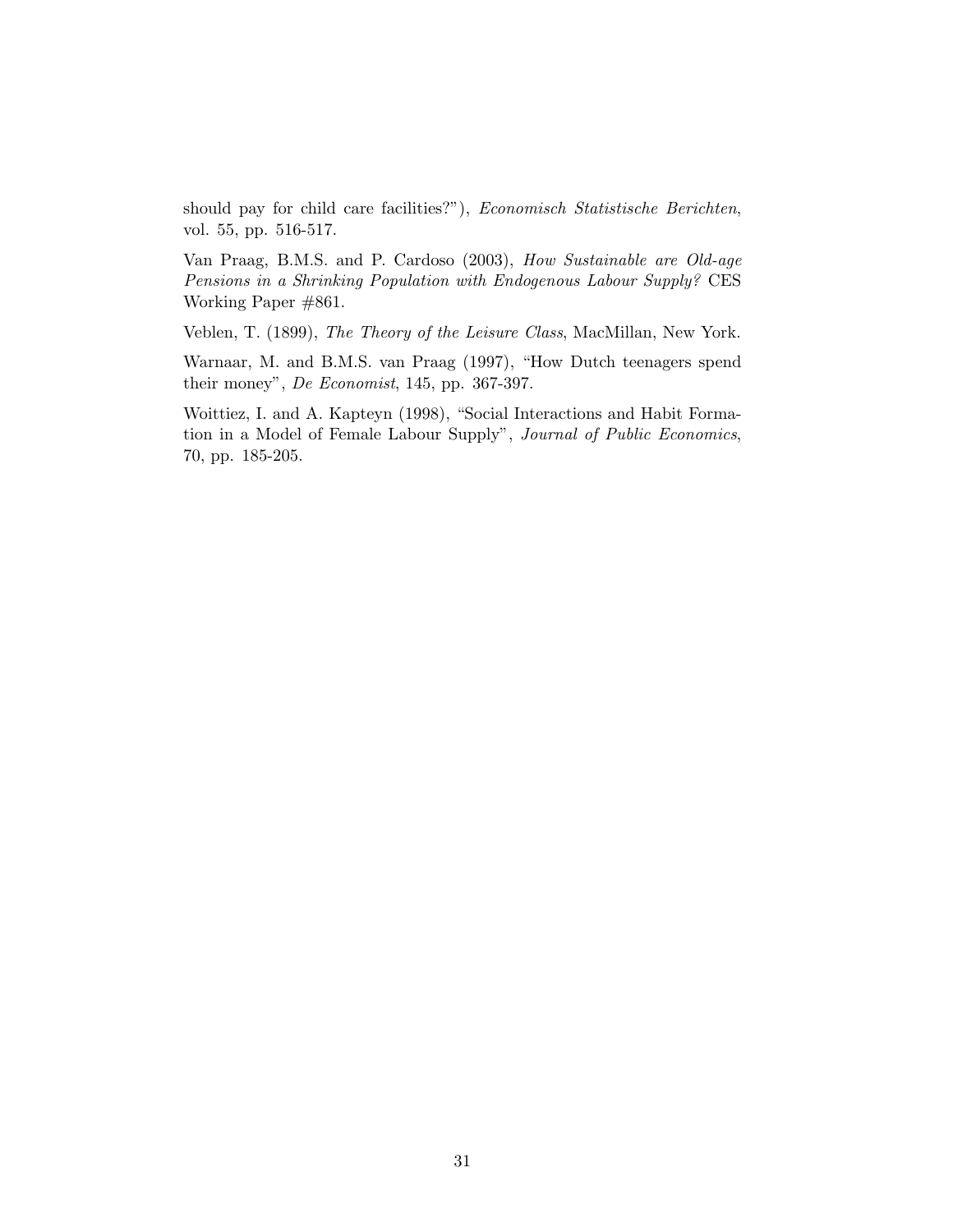should pay for child care facilities?"), *Economisch Statistische Berichten*, vol. 55, pp. 516-517.

Van Praag, B.M.S. and P. Cardoso (2003), *How Sustainable are Old-age Pensions in a Shrinking Population with Endogenous Labour Supply?* CES Working Paper #861.

Veblen, T. (1899), *The Theory of the Leisure Class*, MacMillan, New York.

Warnaar, M. and B.M.S. van Praag (1997), "How Dutch teenagers spend their money", *De Economist*, 145, pp. 367-397.

Woittiez, I. and A. Kapteyn (1998), "Social Interactions and Habit Formation in a Model of Female Labour Supply", *Journal of Public Economics*, 70, pp. 185-205.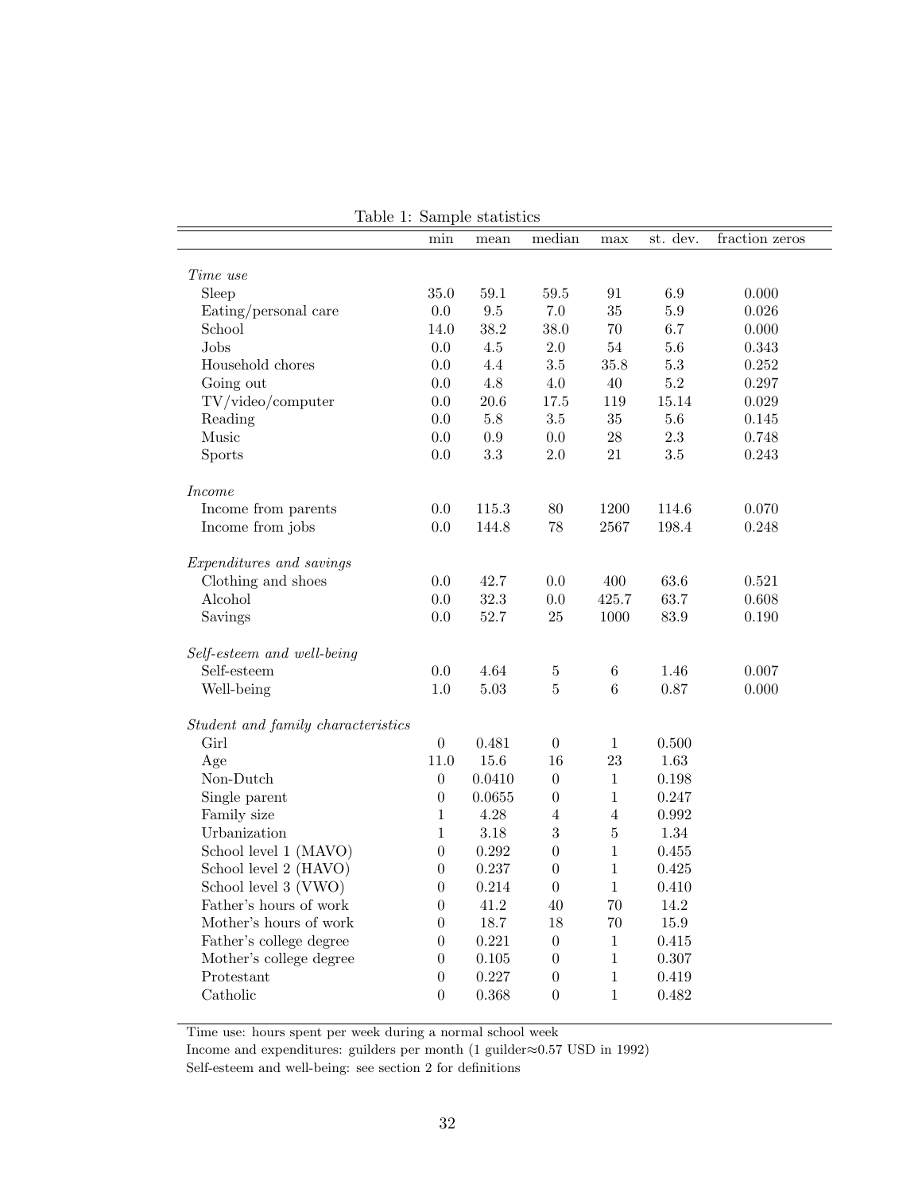Table 1: Sample statistics

| | min | mean | median | max | st. dev. | fraction zeros |
|---|---|---|---|---|---|---|
| *Time use* | | | | | | |
| Sleep | 35.0 | 59.1 | 59.5 | 91 | 6.9 | 0.000 |
| Eating/personal care | 0.0 | 9.5 | 7.0 | 35 | 5.9 | 0.026 |
| School | 14.0 | 38.2 | 38.0 | 70 | 6.7 | 0.000 |
| Jobs | 0.0 | 4.5 | 2.0 | 54 | 5.6 | 0.343 |
| Household chores | 0.0 | 4.4 | 3.5 | 35.8 | 5.3 | 0.252 |
| Going out | 0.0 | 4.8 | 4.0 | 40 | 5.2 | 0.297 |
| TV/video/computer | 0.0 | 20.6 | 17.5 | 119 | 15.14 | 0.029 |
| Reading | 0.0 | 5.8 | 3.5 | 35 | 5.6 | 0.145 |
| Music | 0.0 | 0.9 | 0.0 | 28 | 2.3 | 0.748 |
| Sports | 0.0 | 3.3 | 2.0 | 21 | 3.5 | 0.243 |
| *Income* | | | | | | |
| Income from parents | 0.0 | 115.3 | 80 | 1200 | 114.6 | 0.070 |
| Income from jobs | 0.0 | 144.8 | 78 | 2567 | 198.4 | 0.248 |
| *Expenditures and savings* | | | | | | |
| Clothing and shoes | 0.0 | 42.7 | 0.0 | 400 | 63.6 | 0.521 |
| Alcohol | 0.0 | 32.3 | 0.0 | 425.7 | 63.7 | 0.608 |
| Savings | 0.0 | 52.7 | 25 | 1000 | 83.9 | 0.190 |
| *Self-esteem and well-being* | | | | | | |
| Self-esteem | 0.0 | 4.64 | 5 | 6 | 1.46 | 0.007 |
| Well-being | 1.0 | 5.03 | 5 | 6 | 0.87 | 0.000 |
| *Student and family characteristics* | | | | | | |
| Girl | 0 | 0.481 | 0 | 1 | 0.500 | |
| Age | 11.0 | 15.6 | 16 | 23 | 1.63 | |
| Non-Dutch | 0 | 0.0410 | 0 | 1 | 0.198 | |
| Single parent | 0 | 0.0655 | 0 | 1 | 0.247 | |
| Family size | 1 | 4.28 | 4 | 4 | 0.992 | |
| Urbanization | 1 | 3.18 | 3 | 5 | 1.34 | |
| School level 1 (MAVO) | 0 | 0.292 | 0 | 1 | 0.455 | |
| School level 2 (HAVO) | 0 | 0.237 | 0 | 1 | 0.425 | |
| School level 3 (VWO) | 0 | 0.214 | 0 | 1 | 0.410 | |
| Father's hours of work | 0 | 41.2 | 40 | 70 | 14.2 | |
| Mother's hours of work | 0 | 18.7 | 18 | 70 | 15.9 | |
| Father's college degree | 0 | 0.221 | 0 | 1 | 0.415 | |
| Mother's college degree | 0 | 0.105 | 0 | 1 | 0.307 | |
| Protestant | 0 | 0.227 | 0 | 1 | 0.419 | |
| Catholic | 0 | 0.368 | 0 | 1 | 0.482 | |

Time use: hours spent per week during a normal school week

Income and expenditures: guilders per month (1 guilder≈0.57 USD in 1992)

Self-esteem and well-being: see section 2 for definitions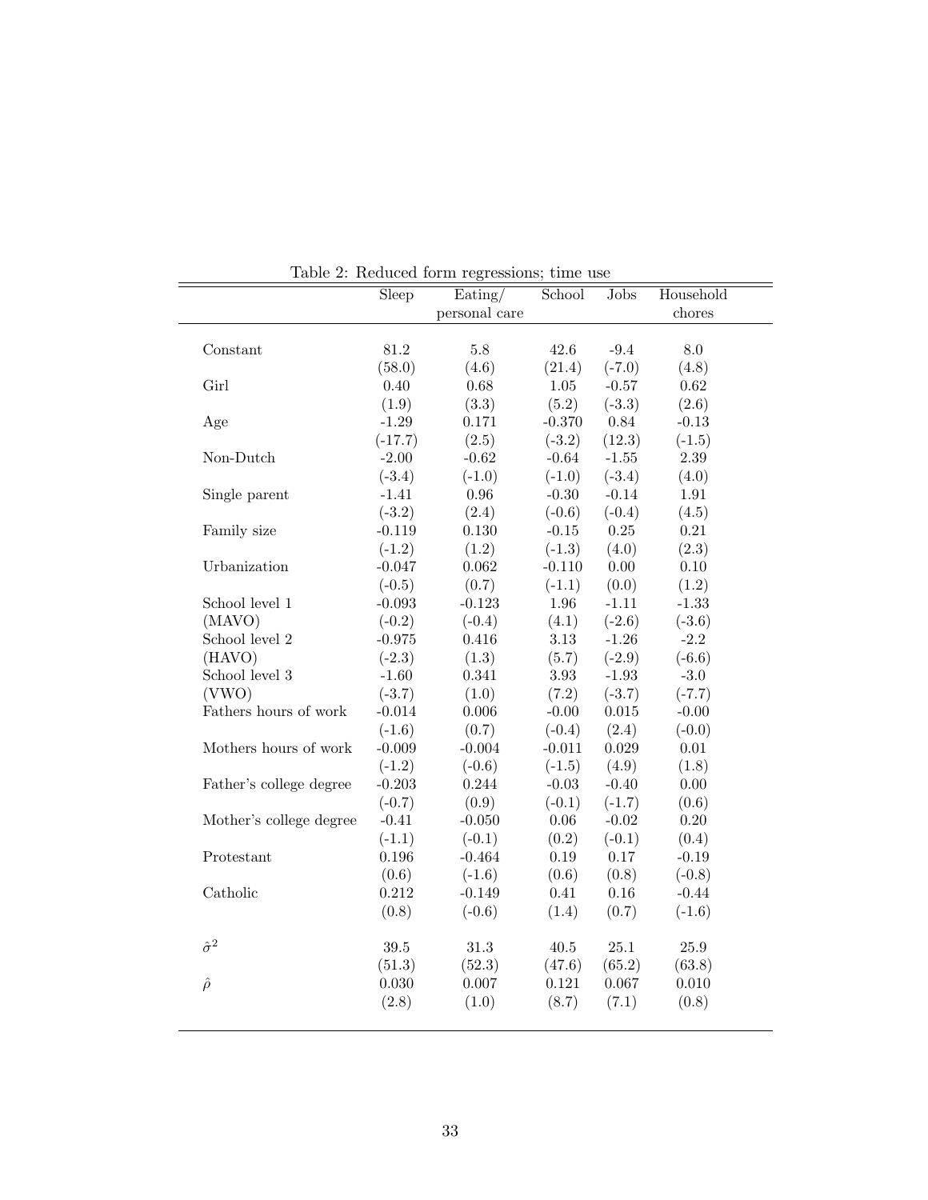Table 2: Reduced form regressions; time use

| | Sleep | Eating/ personal care | School | Jobs | Household chores |
|---|---|---|---|---|---|
| Constant | 81.2 | 5.8 | 42.6 | -9.4 | 8.0 |
| | (58.0) | (4.6) | (21.4) | (-7.0) | (4.8) |
| Girl | 0.40 | 0.68 | 1.05 | -0.57 | 0.62 |
| | (1.9) | (3.3) | (5.2) | (-3.3) | (2.6) |
| Age | -1.29 | 0.171 | -0.370 | 0.84 | -0.13 |
| | (-17.7) | (2.5) | (-3.2) | (12.3) | (-1.5) |
| Non-Dutch | -2.00 | -0.62 | -0.64 | -1.55 | 2.39 |
| | (-3.4) | (-1.0) | (-1.0) | (-3.4) | (4.0) |
| Single parent | -1.41 | 0.96 | -0.30 | -0.14 | 1.91 |
| | (-3.2) | (2.4) | (-0.6) | (-0.4) | (4.5) |
| Family size | -0.119 | 0.130 | -0.15 | 0.25 | 0.21 |
| | (-1.2) | (1.2) | (-1.3) | (4.0) | (2.3) |
| Urbanization | -0.047 | 0.062 | -0.110 | 0.00 | 0.10 |
| | (-0.5) | (0.7) | (-1.1) | (0.0) | (1.2) |
| School level 1 | -0.093 | -0.123 | 1.96 | -1.11 | -1.33 |
| (MAVO) | (-0.2) | (-0.4) | (4.1) | (-2.6) | (-3.6) |
| School level 2 | -0.975 | 0.416 | 3.13 | -1.26 | -2.2 |
| (HAVO) | (-2.3) | (1.3) | (5.7) | (-2.9) | (-6.6) |
| School level 3 | -1.60 | 0.341 | 3.93 | -1.93 | -3.0 |
| (VWO) | (-3.7) | (1.0) | (7.2) | (-3.7) | (-7.7) |
| Fathers hours of work | -0.014 | 0.006 | -0.00 | 0.015 | -0.00 |
| | (-1.6) | (0.7) | (-0.4) | (2.4) | (-0.0) |
| Mothers hours of work | -0.009 | -0.004 | -0.011 | 0.029 | 0.01 |
| | (-1.2) | (-0.6) | (-1.5) | (4.9) | (1.8) |
| Father's college degree | -0.203 | 0.244 | -0.03 | -0.40 | 0.00 |
| | (-0.7) | (0.9) | (-0.1) | (-1.7) | (0.6) |
| Mother's college degree | -0.41 | -0.050 | 0.06 | -0.02 | 0.20 |
| | (-1.1) | (-0.1) | (0.2) | (-0.1) | (0.4) |
| Protestant | 0.196 | -0.464 | 0.19 | 0.17 | -0.19 |
| | (0.6) | (-1.6) | (0.6) | (0.8) | (-0.8) |
| Catholic | 0.212 | -0.149 | 0.41 | 0.16 | -0.44 |
| | (0.8) | (-0.6) | (1.4) | (0.7) | (-1.6) |
| $\hat{\sigma}^2$ | 39.5 | 31.3 | 40.5 | 25.1 | 25.9 |
| | (51.3) | (52.3) | (47.6) | (65.2) | (63.8) |
| $\hat{\rho}$ | 0.030 | 0.007 | 0.121 | 0.067 | 0.010 |
| | (2.8) | (1.0) | (8.7) | (7.1) | (0.8) |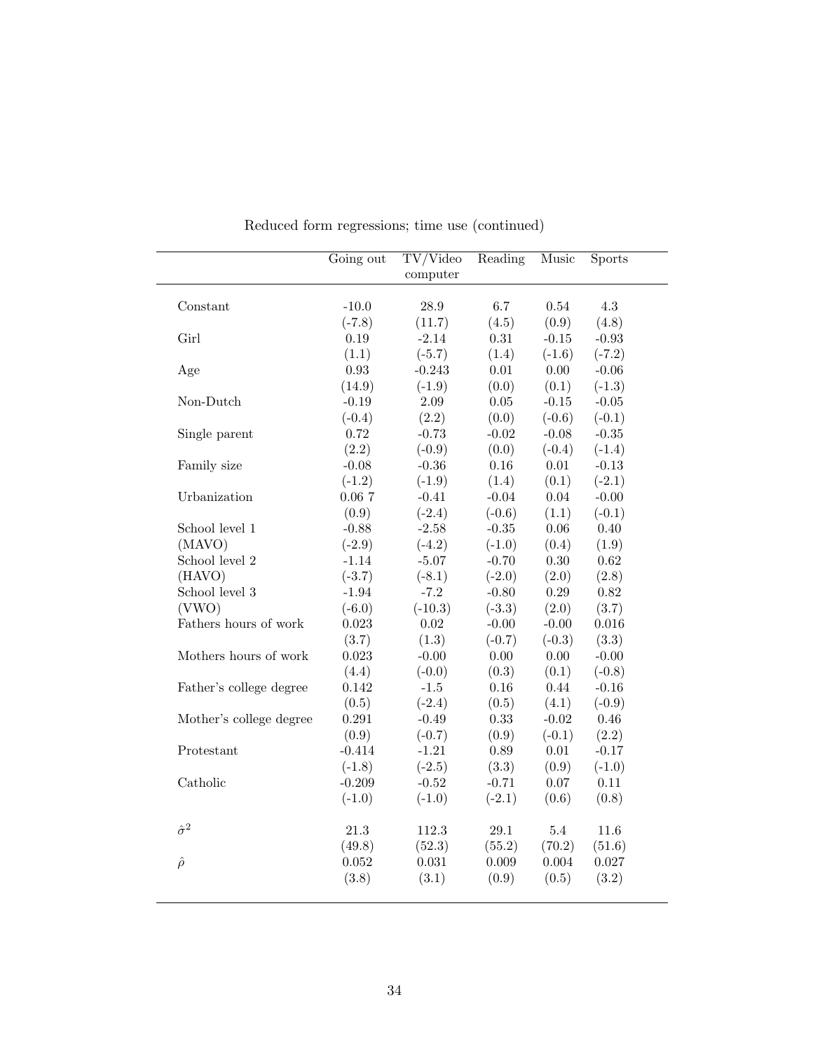Reduced form regressions; time use (continued)

| | Going out | TV/Video computer | Reading | Music | Sports |
|---|---|---|---|---|---|
| Constant | -10.0 | 28.9 | 6.7 | 0.54 | 4.3 |
| | (-7.8) | (11.7) | (4.5) | (0.9) | (4.8) |
| Girl | 0.19 | -2.14 | 0.31 | -0.15 | -0.93 |
| | (1.1) | (-5.7) | (1.4) | (-1.6) | (-7.2) |
| Age | 0.93 | -0.243 | 0.01 | 0.00 | -0.06 |
| | (14.9) | (-1.9) | (0.0) | (0.1) | (-1.3) |
| Non-Dutch | -0.19 | 2.09 | 0.05 | -0.15 | -0.05 |
| | (-0.4) | (2.2) | (0.0) | (-0.6) | (-0.1) |
| Single parent | 0.72 | -0.73 | -0.02 | -0.08 | -0.35 |
| | (2.2) | (-0.9) | (0.0) | (-0.4) | (-1.4) |
| Family size | -0.08 | -0.36 | 0.16 | 0.01 | -0.13 |
| | (-1.2) | (-1.9) | (1.4) | (0.1) | (-2.1) |
| Urbanization | 0.06 7 | -0.41 | -0.04 | 0.04 | -0.00 |
| | (0.9) | (-2.4) | (-0.6) | (1.1) | (-0.1) |
| School level 1 | -0.88 | -2.58 | -0.35 | 0.06 | 0.40 |
| (MAVO) | (-2.9) | (-4.2) | (-1.0) | (0.4) | (1.9) |
| School level 2 | -1.14 | -5.07 | -0.70 | 0.30 | 0.62 |
| (HAVO) | (-3.7) | (-8.1) | (-2.0) | (2.0) | (2.8) |
| School level 3 | -1.94 | -7.2 | -0.80 | 0.29 | 0.82 |
| (VWO) | (-6.0) | (-10.3) | (-3.3) | (2.0) | (3.7) |
| Fathers hours of work | 0.023 | 0.02 | -0.00 | -0.00 | 0.016 |
| | (3.7) | (1.3) | (-0.7) | (-0.3) | (3.3) |
| Mothers hours of work | 0.023 | -0.00 | 0.00 | 0.00 | -0.00 |
| | (4.4) | (-0.0) | (0.3) | (0.1) | (-0.8) |
| Father's college degree | 0.142 | -1.5 | 0.16 | 0.44 | -0.16 |
| | (0.5) | (-2.4) | (0.5) | (4.1) | (-0.9) |
| Mother's college degree | 0.291 | -0.49 | 0.33 | -0.02 | 0.46 |
| | (0.9) | (-0.7) | (0.9) | (-0.1) | (2.2) |
| Protestant | -0.414 | -1.21 | 0.89 | 0.01 | -0.17 |
| | (-1.8) | (-2.5) | (3.3) | (0.9) | (-1.0) |
| Catholic | -0.209 | -0.52 | -0.71 | 0.07 | 0.11 |
| | (-1.0) | (-1.0) | (-2.1) | (0.6) | (0.8) |
| $\hat{\sigma}^2$ | 21.3 | 112.3 | 29.1 | 5.4 | 11.6 |
| | (49.8) | (52.3) | (55.2) | (70.2) | (51.6) |
| $\hat{\rho}$ | 0.052 | 0.031 | 0.009 | 0.004 | 0.027 |
| | (3.8) | (3.1) | (0.9) | (0.5) | (3.2) |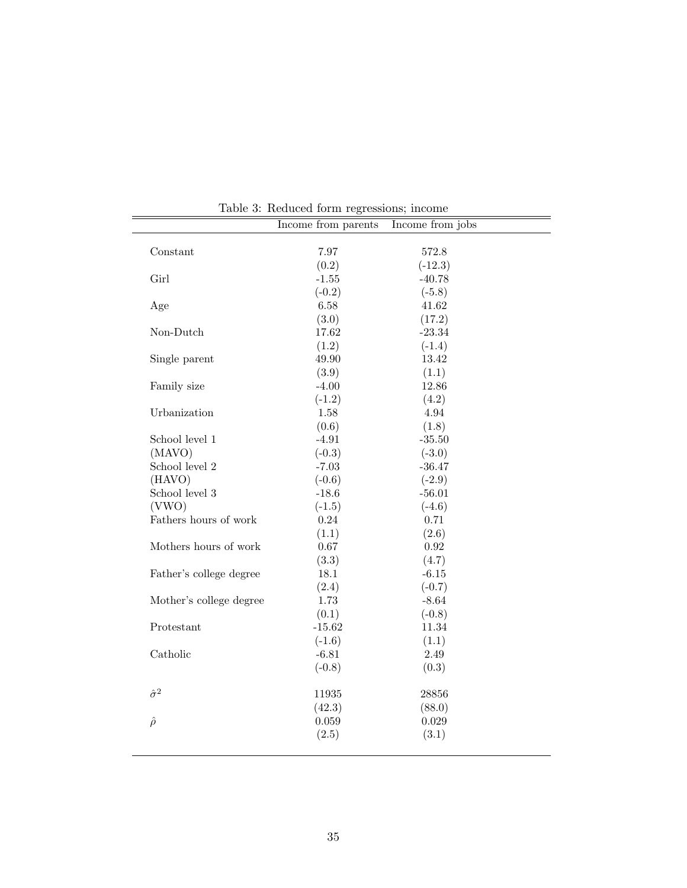Table 3: Reduced form regressions; income

| | Income from parents | Income from jobs |
|---|---|---|
| Constant | 7.97 | 572.8 |
| | (0.2) | (-12.3) |
| Girl | -1.55 | -40.78 |
| | (-0.2) | (-5.8) |
| Age | 6.58 | 41.62 |
| | (3.0) | (17.2) |
| Non-Dutch | 17.62 | -23.34 |
| | (1.2) | (-1.4) |
| Single parent | 49.90 | 13.42 |
| | (3.9) | (1.1) |
| Family size | -4.00 | 12.86 |
| | (-1.2) | (4.2) |
| Urbanization | 1.58 | 4.94 |
| | (0.6) | (1.8) |
| School level 1 | -4.91 | -35.50 |
| (MAVO) | (-0.3) | (-3.0) |
| School level 2 | -7.03 | -36.47 |
| (HAVO) | (-0.6) | (-2.9) |
| School level 3 | -18.6 | -56.01 |
| (VWO) | (-1.5) | (-4.6) |
| Fathers hours of work | 0.24 | 0.71 |
| | (1.1) | (2.6) |
| Mothers hours of work | 0.67 | 0.92 |
| | (3.3) | (4.7) |
| Father's college degree | 18.1 | -6.15 |
| | (2.4) | (-0.7) |
| Mother's college degree | 1.73 | -8.64 |
| | (0.1) | (-0.8) |
| Protestant | -15.62 | 11.34 |
| | (-1.6) | (1.1) |
| Catholic | -6.81 | 2.49 |
| | (-0.8) | (0.3) |
| $\hat{\sigma}^2$ | 11935 | 28856 |
| | (42.3) | (88.0) |
| $\hat{\rho}$ | 0.059 | 0.029 |
| | (2.5) | (3.1) |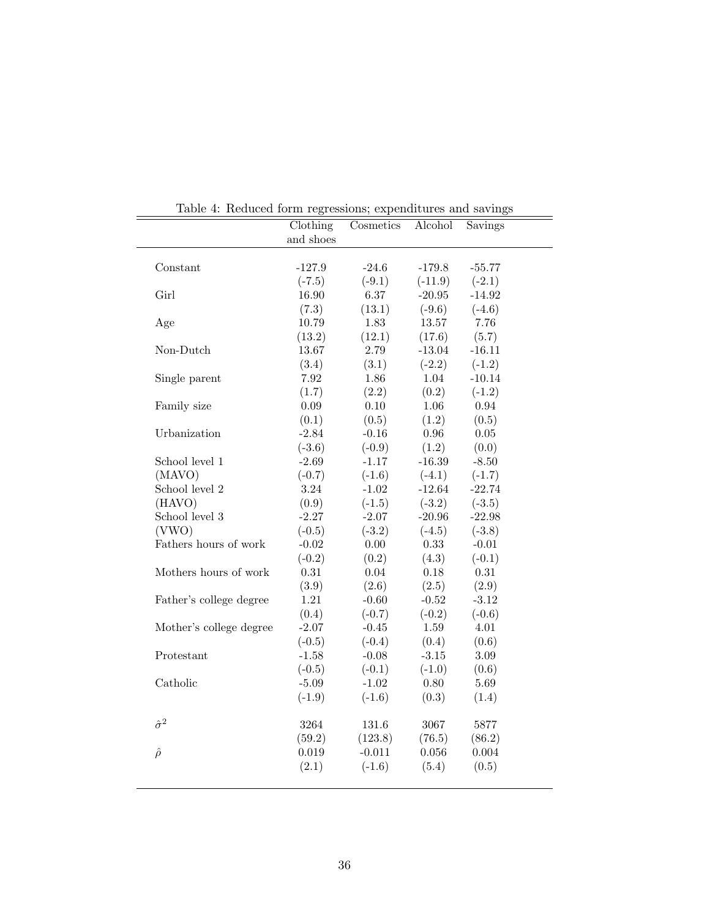Table 4: Reduced form regressions; expenditures and savings

| | Clothing and shoes | Cosmetics | Alcohol | Savings |
|---|---|---|---|---|
| Constant | -127.9 | -24.6 | -179.8 | -55.77 |
| | (-7.5) | (-9.1) | (-11.9) | (-2.1) |
| Girl | 16.90 | 6.37 | -20.95 | -14.92 |
| | (7.3) | (13.1) | (-9.6) | (-4.6) |
| Age | 10.79 | 1.83 | 13.57 | 7.76 |
| | (13.2) | (12.1) | (17.6) | (5.7) |
| Non-Dutch | 13.67 | 2.79 | -13.04 | -16.11 |
| | (3.4) | (3.1) | (-2.2) | (-1.2) |
| Single parent | 7.92 | 1.86 | 1.04 | -10.14 |
| | (1.7) | (2.2) | (0.2) | (-1.2) |
| Family size | 0.09 | 0.10 | 1.06 | 0.94 |
| | (0.1) | (0.5) | (1.2) | (0.5) |
| Urbanization | -2.84 | -0.16 | 0.96 | 0.05 |
| | (-3.6) | (-0.9) | (1.2) | (0.0) |
| School level 1 | -2.69 | -1.17 | -16.39 | -8.50 |
| (MAVO) | (-0.7) | (-1.6) | (-4.1) | (-1.7) |
| School level 2 | 3.24 | -1.02 | -12.64 | -22.74 |
| (HAVO) | (0.9) | (-1.5) | (-3.2) | (-3.5) |
| School level 3 | -2.27 | -2.07 | -20.96 | -22.98 |
| (VWO) | (-0.5) | (-3.2) | (-4.5) | (-3.8) |
| Fathers hours of work | -0.02 | 0.00 | 0.33 | -0.01 |
| | (-0.2) | (0.2) | (4.3) | (-0.1) |
| Mothers hours of work | 0.31 | 0.04 | 0.18 | 0.31 |
| | (3.9) | (2.6) | (2.5) | (2.9) |
| Father's college degree | 1.21 | -0.60 | -0.52 | -3.12 |
| | (0.4) | (-0.7) | (-0.2) | (-0.6) |
| Mother's college degree | -2.07 | -0.45 | 1.59 | 4.01 |
| | (-0.5) | (-0.4) | (0.4) | (0.6) |
| Protestant | -1.58 | -0.08 | -3.15 | 3.09 |
| | (-0.5) | (-0.1) | (-1.0) | (0.6) |
| Catholic | -5.09 | -1.02 | 0.80 | 5.69 |
| | (-1.9) | (-1.6) | (0.3) | (1.4) |
| $\hat{\sigma}^2$ | 3264 | 131.6 | 3067 | 5877 |
| | (59.2) | (123.8) | (76.5) | (86.2) |
| $\hat{\rho}$ | 0.019 | -0.011 | 0.056 | 0.004 |
| | (2.1) | (-1.6) | (5.4) | (0.5) |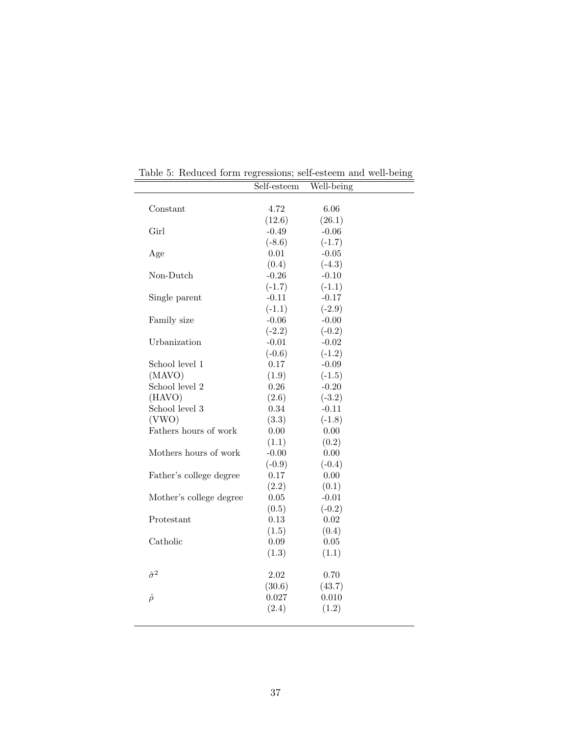Table 5: Reduced form regressions; self-esteem and well-being

| | Self-esteem | Well-being |
|---|---|---|
| Constant | 4.72 | 6.06 |
| | (12.6) | (26.1) |
| Girl | -0.49 | -0.06 |
| | (-8.6) | (-1.7) |
| Age | 0.01 | -0.05 |
| | (0.4) | (-4.3) |
| Non-Dutch | -0.26 | -0.10 |
| | (-1.7) | (-1.1) |
| Single parent | -0.11 | -0.17 |
| | (-1.1) | (-2.9) |
| Family size | -0.06 | -0.00 |
| | (-2.2) | (-0.2) |
| Urbanization | -0.01 | -0.02 |
| | (-0.6) | (-1.2) |
| School level 1 | 0.17 | -0.09 |
| (MAVO) | (1.9) | (-1.5) |
| School level 2 | 0.26 | -0.20 |
| (HAVO) | (2.6) | (-3.2) |
| School level 3 | 0.34 | -0.11 |
| (VWO) | (3.3) | (-1.8) |
| Fathers hours of work | 0.00 | 0.00 |
| | (1.1) | (0.2) |
| Mothers hours of work | -0.00 | 0.00 |
| | (-0.9) | (-0.4) |
| Father's college degree | 0.17 | 0.00 |
| | (2.2) | (0.1) |
| Mother's college degree | 0.05 | -0.01 |
| | (0.5) | (-0.2) |
| Protestant | 0.13 | 0.02 |
| | (1.5) | (0.4) |
| Catholic | 0.09 | 0.05 |
| | (1.3) | (1.1) |
| $\hat{\sigma}^2$ | 2.02 | 0.70 |
| | (30.6) | (43.7) |
| $\hat{\rho}$ | 0.027 | 0.010 |
| | (2.4) | (1.2) |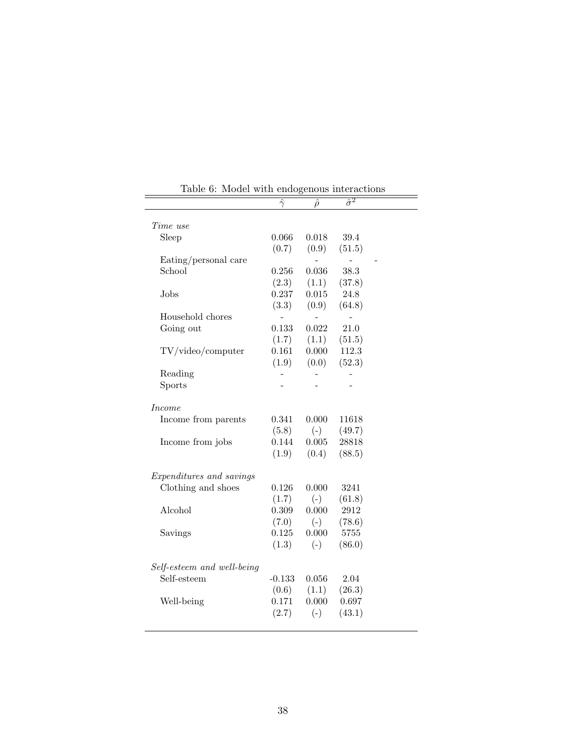Table 6: Model with endogenous interactions

| | $\hat{\gamma}$ | $\hat{\rho}$ | $\hat{\sigma}^2$ |
|---|---|---|---|
| *Time use* | | | |
| Sleep | 0.066 | 0.018 | 39.4 |
| | (0.7) | (0.9) | (51.5) |
| Eating/personal care | - | - | - |
| School | 0.256 | 0.036 | 38.3 |
| | (2.3) | (1.1) | (37.8) |
| Jobs | 0.237 | 0.015 | 24.8 |
| | (3.3) | (0.9) | (64.8) |
| Household chores | - | - | - |
| Going out | 0.133 | 0.022 | 21.0 |
| | (1.7) | (1.1) | (51.5) |
| TV/video/computer | 0.161 | 0.000 | 112.3 |
| | (1.9) | (0.0) | (52.3) |
| Reading | - | - | - |
| Sports | - | - | - |
| *Income* | | | |
| Income from parents | 0.341 | 0.000 | 11618 |
| | (5.8) | (-) | (49.7) |
| Income from jobs | 0.144 | 0.005 | 28818 |
| | (1.9) | (0.4) | (88.5) |
| *Expenditures and savings* | | | |
| Clothing and shoes | 0.126 | 0.000 | 3241 |
| | (1.7) | (-) | (61.8) |
| Alcohol | 0.309 | 0.000 | 2912 |
| | (7.0) | (-) | (78.6) |
| Savings | 0.125 | 0.000 | 5755 |
| | (1.3) | (-) | (86.0) |
| *Self-esteem and well-being* | | | |
| Self-esteem | -0.133 | 0.056 | 2.04 |
| | (0.6) | (1.1) | (26.3) |
| Well-being | 0.171 | 0.000 | 0.697 |
| | (2.7) | (-) | (43.1) |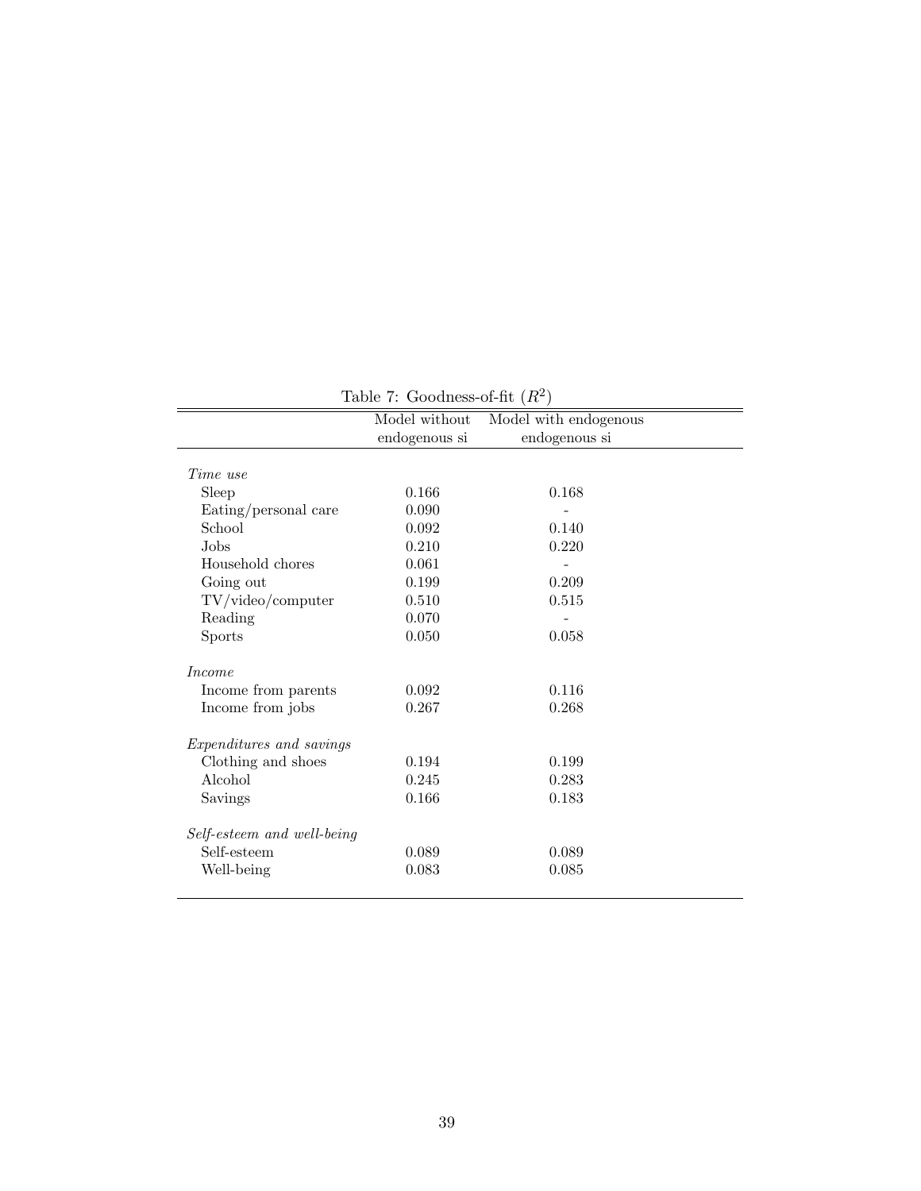Table 7: Goodness-of-fit ($R^2$)

| | Model without endogenous si | Model with endogenous endogenous si |
|---|---|---|
| *Time use* | | |
| Sleep | 0.166 | 0.168 |
| Eating/personal care | 0.090 | - |
| School | 0.092 | 0.140 |
| Jobs | 0.210 | 0.220 |
| Household chores | 0.061 | - |
| Going out | 0.199 | 0.209 |
| TV/video/computer | 0.510 | 0.515 |
| Reading | 0.070 | - |
| Sports | 0.050 | 0.058 |
| *Income* | | |
| Income from parents | 0.092 | 0.116 |
| Income from jobs | 0.267 | 0.268 |
| *Expenditures and savings* | | |
| Clothing and shoes | 0.194 | 0.199 |
| Alcohol | 0.245 | 0.283 |
| Savings | 0.166 | 0.183 |
| *Self-esteem and well-being* | | |
| Self-esteem | 0.089 | 0.089 |
| Well-being | 0.083 | 0.085 |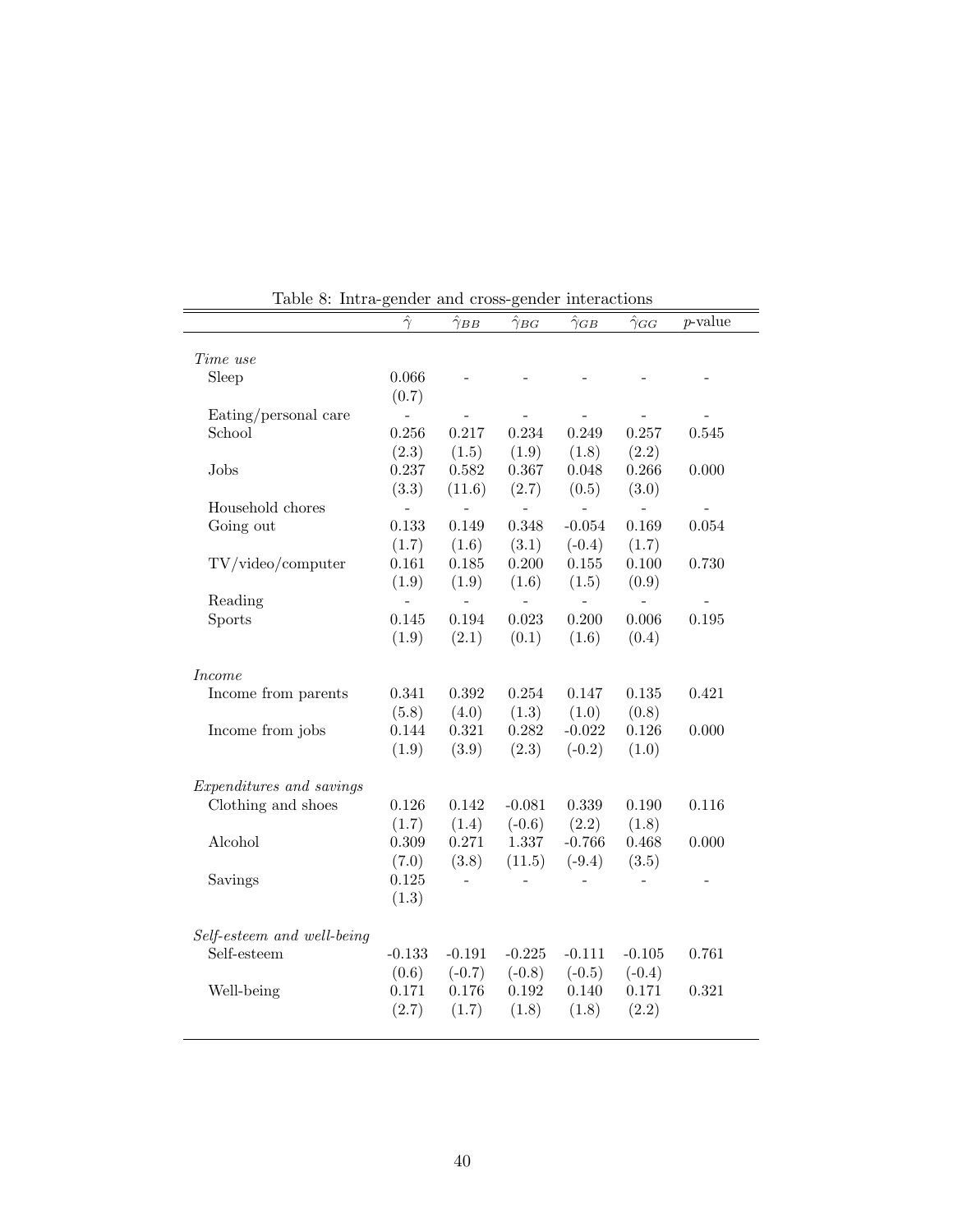Table 8: Intra-gender and cross-gender interactions

| | $\hat{\gamma}$ | $\hat{\gamma}_{BB}$ | $\hat{\gamma}_{BG}$ | $\hat{\gamma}_{GB}$ | $\hat{\gamma}_{GG}$ | $p$-value |
|---|---|---|---|---|---|---|
| *Time use* | | | | | | |
| Sleep | 0.066 | - | - | - | - | - |
| | (0.7) | | | | | |
| Eating/personal care | - | - | - | - | - | - |
| School | 0.256 | 0.217 | 0.234 | 0.249 | 0.257 | 0.545 |
| | (2.3) | (1.5) | (1.9) | (1.8) | (2.2) | |
| Jobs | 0.237 | 0.582 | 0.367 | 0.048 | 0.266 | 0.000 |
| | (3.3) | (11.6) | (2.7) | (0.5) | (3.0) | |
| Household chores | - | - | - | - | - | - |
| Going out | 0.133 | 0.149 | 0.348 | -0.054 | 0.169 | 0.054 |
| | (1.7) | (1.6) | (3.1) | (-0.4) | (1.7) | |
| TV/video/computer | 0.161 | 0.185 | 0.200 | 0.155 | 0.100 | 0.730 |
| | (1.9) | (1.9) | (1.6) | (1.5) | (0.9) | |
| Reading | - | - | - | - | - | - |
| Sports | 0.145 | 0.194 | 0.023 | 0.200 | 0.006 | 0.195 |
| | (1.9) | (2.1) | (0.1) | (1.6) | (0.4) | |
| *Income* | | | | | | |
| Income from parents | 0.341 | 0.392 | 0.254 | 0.147 | 0.135 | 0.421 |
| | (5.8) | (4.0) | (1.3) | (1.0) | (0.8) | |
| Income from jobs | 0.144 | 0.321 | 0.282 | -0.022 | 0.126 | 0.000 |
| | (1.9) | (3.9) | (2.3) | (-0.2) | (1.0) | |
| *Expenditures and savings* | | | | | | |
| Clothing and shoes | 0.126 | 0.142 | -0.081 | 0.339 | 0.190 | 0.116 |
| | (1.7) | (1.4) | (-0.6) | (2.2) | (1.8) | |
| Alcohol | 0.309 | 0.271 | 1.337 | -0.766 | 0.468 | 0.000 |
| | (7.0) | (3.8) | (11.5) | (-9.4) | (3.5) | |
| Savings | 0.125 | - | - | - | - | - |
| | (1.3) | | | | | |
| *Self-esteem and well-being* | | | | | | |
| Self-esteem | -0.133 | -0.191 | -0.225 | -0.111 | -0.105 | 0.761 |
| | (0.6) | (-0.7) | (-0.8) | (-0.5) | (-0.4) | |
| Well-being | 0.171 | 0.176 | 0.192 | 0.140 | 0.171 | 0.321 |
| | (2.7) | (1.7) | (1.8) | (1.8) | (2.2) | |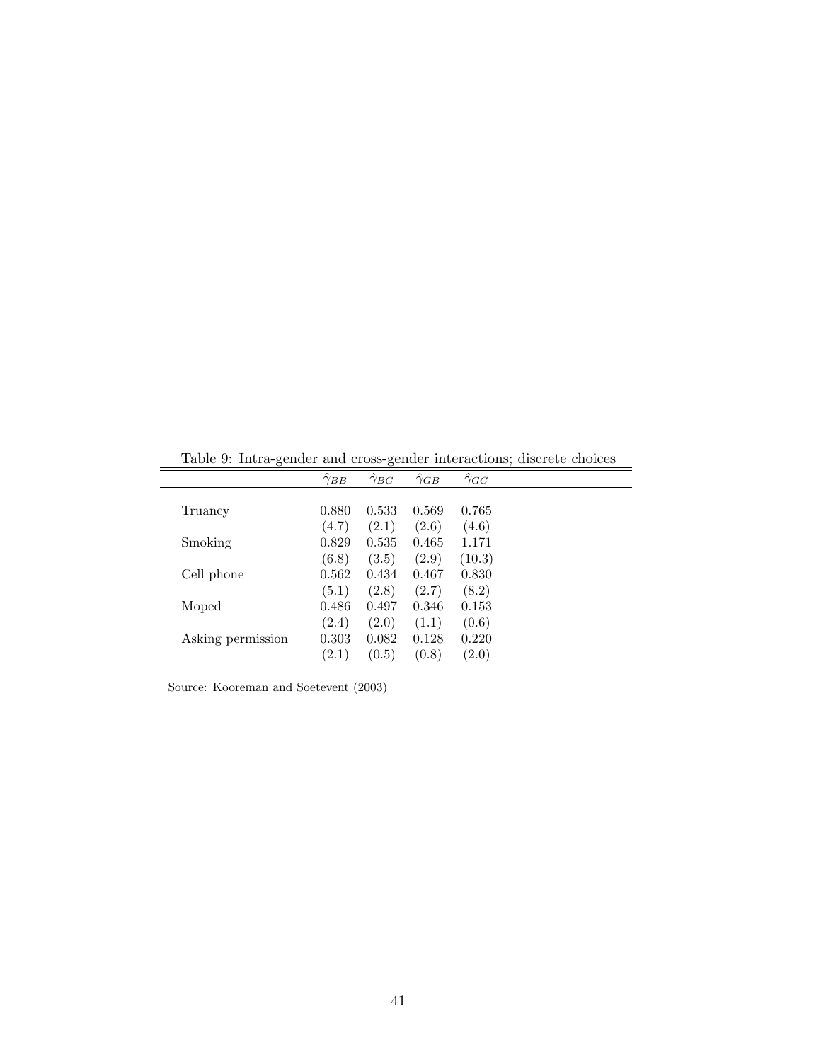Table 9: Intra-gender and cross-gender interactions; discrete choices

| | $\hat{\gamma}_{BB}$ | $\hat{\gamma}_{BG}$ | $\hat{\gamma}_{GB}$ | $\hat{\gamma}_{GG}$ |
|---|---|---|---|---|
| Truancy | 0.880 | 0.533 | 0.569 | 0.765 |
| | (4.7) | (2.1) | (2.6) | (4.6) |
| Smoking | 0.829 | 0.535 | 0.465 | 1.171 |
| | (6.8) | (3.5) | (2.9) | (10.3) |
| Cell phone | 0.562 | 0.434 | 0.467 | 0.830 |
| | (5.1) | (2.8) | (2.7) | (8.2) |
| Moped | 0.486 | 0.497 | 0.346 | 0.153 |
| | (2.4) | (2.0) | (1.1) | (0.6) |
| Asking permission | 0.303 | 0.082 | 0.128 | 0.220 |
| | (2.1) | (0.5) | (0.8) | (2.0) |

Source: Kooreman and Soetevent (2003)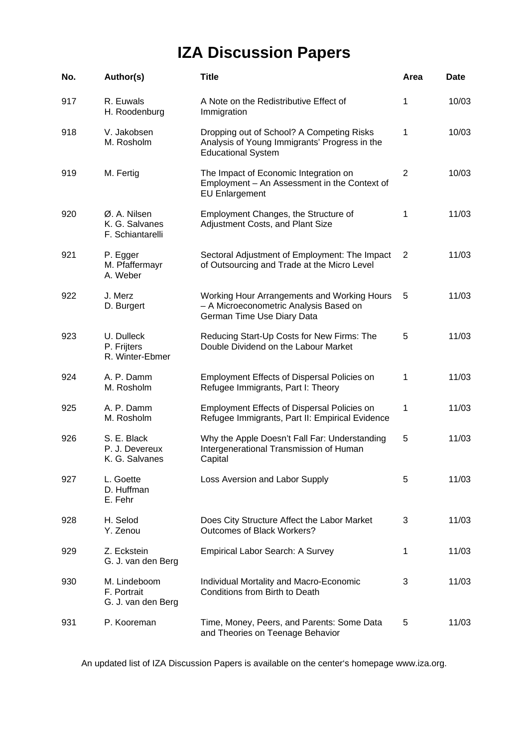# IZA Discussion Papers

| No. | Author(s) | Title | Area | Date |
|---|---|---|---|---|
| 917 | R. Euwals<br>H. Roodenburg | A Note on the Redistributive Effect of Immigration | 1 | 10/03 |
| 918 | V. Jakobsen<br>M. Rosholm | Dropping out of School? A Competing Risks Analysis of Young Immigrants' Progress in the Educational System | 1 | 10/03 |
| 919 | M. Fertig | The Impact of Economic Integration on Employment – An Assessment in the Context of EU Enlargement | 2 | 10/03 |
| 920 | Ø. A. Nilsen<br>K. G. Salvanes<br>F. Schiantarelli | Employment Changes, the Structure of Adjustment Costs, and Plant Size | 1 | 11/03 |
| 921 | P. Egger<br>M. Pfaffermayr<br>A. Weber | Sectoral Adjustment of Employment: The Impact of Outsourcing and Trade at the Micro Level | 2 | 11/03 |
| 922 | J. Merz<br>D. Burgert | Working Hour Arrangements and Working Hours – A Microeconometric Analysis Based on German Time Use Diary Data | 5 | 11/03 |
| 923 | U. Dulleck<br>P. Frijters<br>R. Winter-Ebmer | Reducing Start-Up Costs for New Firms: The Double Dividend on the Labour Market | 5 | 11/03 |
| 924 | A. P. Damm<br>M. Rosholm | Employment Effects of Dispersal Policies on Refugee Immigrants, Part I: Theory | 1 | 11/03 |
| 925 | A. P. Damm<br>M. Rosholm | Employment Effects of Dispersal Policies on Refugee Immigrants, Part II: Empirical Evidence | 1 | 11/03 |
| 926 | S. E. Black<br>P. J. Devereux<br>K. G. Salvanes | Why the Apple Doesn't Fall Far: Understanding Intergenerational Transmission of Human Capital | 5 | 11/03 |
| 927 | L. Goette<br>D. Huffman<br>E. Fehr | Loss Aversion and Labor Supply | 5 | 11/03 |
| 928 | H. Selod<br>Y. Zenou | Does City Structure Affect the Labor Market Outcomes of Black Workers? | 3 | 11/03 |
| 929 | Z. Eckstein<br>G. J. van den Berg | Empirical Labor Search: A Survey | 1 | 11/03 |
| 930 | M. Lindeboom<br>F. Portrait<br>G. J. van den Berg | Individual Mortality and Macro-Economic Conditions from Birth to Death | 3 | 11/03 |
| 931 | P. Kooreman | Time, Money, Peers, and Parents: Some Data and Theories on Teenage Behavior | 5 | 11/03 |

An updated list of IZA Discussion Papers is available on the center's homepage www.iza.org.